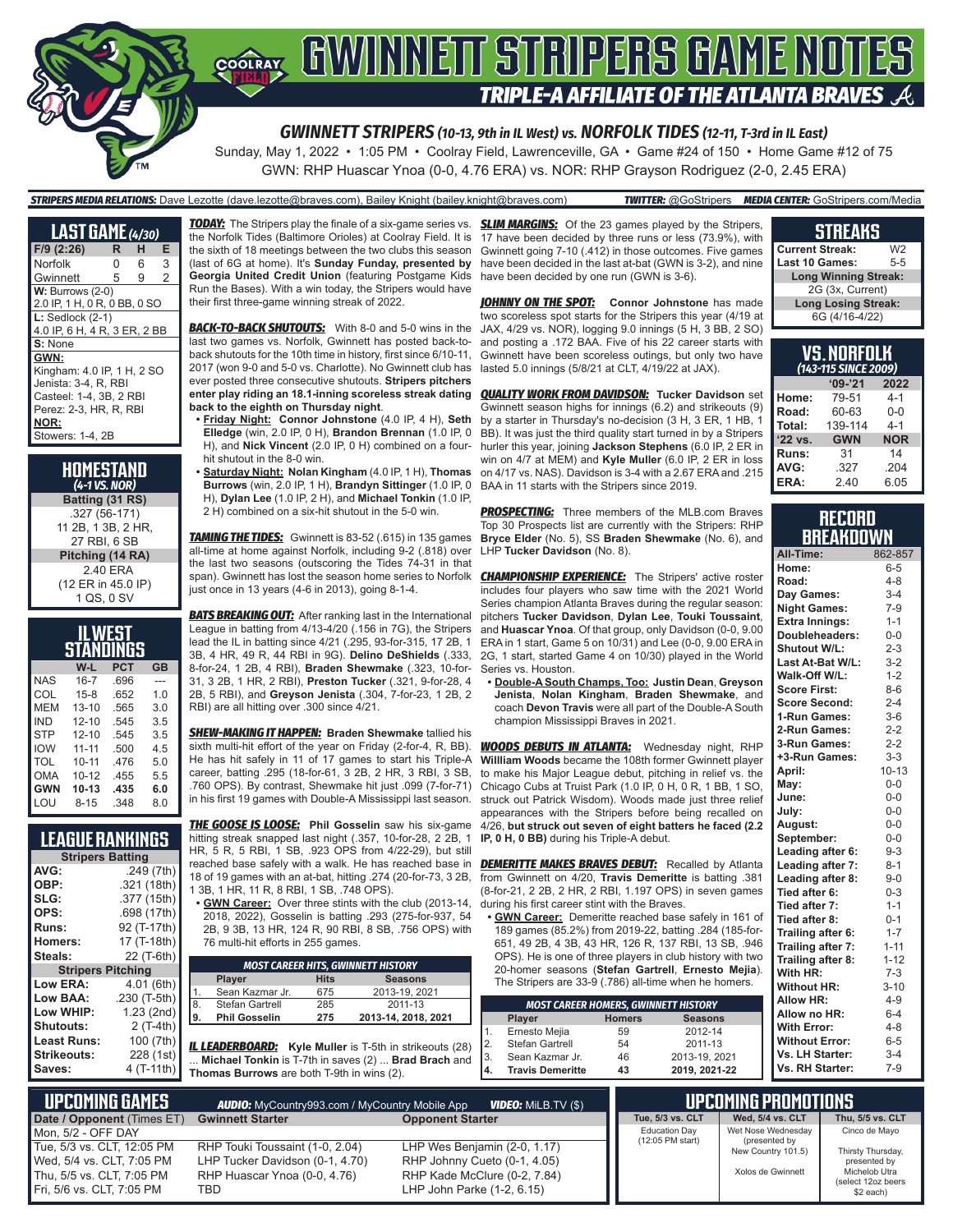# GWINNETT STRIPERS GAME NOTES

## TRIPLE-A AFFILIATE OF THE ATLANTA BRAVES

### GWINNETT STRIPERS (10-13, 9th in IL West) vs. NORFOLK TIDES (12-11, T-3rd in IL East)

Sunday, May 1, 2022 • 1:05 PM • Coolray Field, Lawrenceville, GA • Game #24 of 150 • Home Game #12 of 75

GWN: RHP Huascar Ynoa (0-0, 4.76 ERA) vs. NOR: RHP Grayson Rodriguez (2-0, 2.45 ERA)

**STRIPERS MEDIA RELATIONS:** Dave Lezotte (dave.lezotte@braves.com), Bailey Knight (bailey.knight@braves.com) **TWITTER:** @GoStripers **MEDIA CENTER:** GoStripers.com/Media

## LAST GAME (4/30)

| F/9 (2:26) | R | H | E |
|---|---|---|---|
| Norfolk | 0 | 6 | 3 |
| Gwinnett | 5 | 9 | 2 |

**W:** Burrows (2-0)
2.0 IP, 1 H, 0 R, 0 BB, 0 SO

**L:** Sedlock (2-1)
4.0 IP, 6 H, 4 R, 3 ER, 2 BB

**S:** None

**GWN:**
Kingham: 4.0 IP, 1 H, 2 SO
Jenista: 3-4, R, RBI
Casteel: 1-4, 3B, 2 RBI
Perez: 2-3, HR, R, RBI

**NOR:**
Stowers: 1-4, 2B

## HOMESTAND (4-1 VS. NOR)

**Batting (31 RS)**
.327 (56-171)
11 2B, 1 3B, 2 HR,
27 RBI, 6 SB

**Pitching (14 RA)**
2.40 ERA
(12 ER in 45.0 IP)
1 QS, 0 SV

## IL WEST STANDINGS

| | W-L | PCT | GB |
|---|---|---|---|
| NAS | 16-7 | .696 | --- |
| COL | 15-8 | .652 | 1.0 |
| MEM | 13-10 | .565 | 3.0 |
| IND | 12-10 | .545 | 3.5 |
| STP | 12-10 | .545 | 3.5 |
| IOW | 11-11 | .500 | 4.5 |
| TOL | 10-11 | .476 | 5.0 |
| OMA | 10-12 | .455 | 5.5 |
| **GWN** | **10-13** | **.435** | **6.0** |
| LOU | 8-15 | .348 | 8.0 |

## LEAGUE RANKINGS

| **Stripers Batting** | |
|---|---|
| AVG: | .249 (7th) |
| OBP: | .321 (18th) |
| SLG: | .377 (15th) |
| OPS: | .698 (17th) |
| Runs: | 92 (T-17th) |
| Homers: | 17 (T-18th) |
| Steals: | 22 (T-6th) |
| **Stripers Pitching** | |
| Low ERA: | 4.01 (6th) |
| Low BAA: | .230 (T-5th) |
| Low WHIP: | 1.23 (2nd) |
| Shutouts: | 2 (T-4th) |
| Least Runs: | 100 (7th) |
| Strikeouts: | 228 (1st) |
| Saves: | 4 (T-11th) |

**TODAY:** The Stripers play the finale of a six-game series vs. the Norfolk Tides (Baltimore Orioles) at Coolray Field. It is the sixth of 18 meetings between the two clubs this season (last of 6G at home). It's **Sunday Funday, presented by Georgia United Credit Union** (featuring Postgame Kids Run the Bases). With a win today, the Stripers would have their first three-game winning streak of 2022.

**BACK-TO-BACK SHUTOUTS:** With 8-0 and 5-0 wins in the last two games vs. Norfolk, Gwinnett has posted back-to-back shutouts for the 10th time in history, first since 6/10-11, 2017 (won 9-0 and 5-0 vs. Charlotte). No Gwinnett club has ever posted three consecutive shutouts. **Stripers pitchers enter play riding an 18.1-inning scoreless streak dating back to the eighth on Thursday night**.

- **Friday Night:** **Connor Johnstone** (4.0 IP, 4 H), **Seth Elledge** (win, 2.0 IP, 0 H), **Brandon Brennan** (1.0 IP, 0 H), and **Nick Vincent** (2.0 IP, 0 H) combined on a four-hit shutout in the 8-0 win.
- **Saturday Night:** **Nolan Kingham** (4.0 IP, 1 H), **Thomas Burrows** (win, 2.0 IP, 1 H), **Brandyn Sittinger** (1.0 IP, 0 H), **Dylan Lee** (1.0 IP, 2 H), and **Michael Tonkin** (1.0 IP, 2 H) combined on a six-hit shutout in the 5-0 win.

**TAMING THE TIDES:** Gwinnett is 83-52 (.615) in 135 games all-time at home against Norfolk, including 9-2 (.818) over the last two seasons (outscoring the Tides 74-31 in that span). Gwinnett has lost the season home series to Norfolk just once in 13 years (4-6 in 2013), going 8-1-4.

**BATS BREAKING OUT:** After ranking last in the International League in batting from 4/13-4/20 (.156 in 7G), the Stripers lead the IL in batting since 4/21 (.295, 93-for-315, 17 2B, 1 3B, 4 HR, 49 R, 44 RBI in 9G). **Delino DeShields** (.333, 8-for-24, 1 2B, 4 RBI), **Braden Shewmake** (.323, 10-for-31, 3 2B, 1 HR, 2 RBI), **Preston Tucker** (.321, 9-for-28, 4 2B, 5 RBI), and **Greyson Jenista** (.304, 7-for-23, 1 2B, 2 RBI) are all hitting over .300 since 4/21.

**SHEW-MAKING IT HAPPEN:** **Braden Shewmake** tallied his sixth multi-hit effort of the year on Friday (2-for-4, R, BB). He has hit safely in 11 of 17 games to start his Triple-A career, batting .295 (18-for-61, 3 2B, 2 HR, 3 RBI, 3 SB, .760 OPS). By contrast, Shewmake hit just .099 (7-for-71) in his first 19 games with Double-A Mississippi last season.

**THE GOOSE IS LOOSE:** **Phil Gosselin** saw his six-game hitting streak snapped last night (.357, 10-for-28, 2 2B, 1 HR, 5 R, 5 RBI, 1 SB, .923 OPS from 4/22-29), but still reached base safely with a walk. He has reached base in 18 of 19 games with an at-bat, hitting .274 (20-for-73, 3 2B, 1 3B, 1 HR, 11 R, 8 RBI, 1 SB, .748 OPS).

- **GWN Career:** Over three stints with the club (2013-14, 2018, 2022), Gosselin is batting .293 (275-for-937, 54 2B, 9 3B, 13 HR, 124 R, 90 RBI, 8 SB, .756 OPS) with 76 multi-hit efforts in 255 games.

| MOST CAREER HITS, GWINNETT HISTORY | | | |
|---|---|---|---|
| | Player | Hits | Seasons |
| 1. | Sean Kazmar Jr. | 675 | 2013-19, 2021 |
| 8. | Stefan Gartrell | 285 | 2011-13 |
| **9.** | **Phil Gosselin** | **275** | **2013-14, 2018, 2021** |

**IL LEADERBOARD:** **Kyle Muller** is T-5th in strikeouts (28) ... **Michael Tonkin** is T-7th in saves (2) ... **Brad Brach** and **Thomas Burrows** are both T-9th in wins (2).

**SLIM MARGINS:** Of the 23 games played by the Stripers, 17 have been decided by three runs or less (73.9%), with Gwinnett going 7-10 (.412) in those outcomes. Five games have been decided in the last at-bat (GWN is 3-2), and nine have been decided by one run (GWN is 3-6).

**JOHNNY ON THE SPOT:** **Connor Johnstone** has made two scoreless spot starts for the Stripers this year (4/19 at JAX, 4/29 vs. NOR), logging 9.0 innings (5 H, 3 BB, 2 SO) and posting a .172 BAA. Five of his 22 career starts with Gwinnett have been scoreless outings, but only two have lasted 5.0 innings (5/8/21 at CLT, 4/19/22 at JAX).

**QUALITY WORK FROM DAVIDSON:** **Tucker Davidson** set Gwinnett season highs for innings (6.2) and strikeouts (9) by a starter in Thursday's no-decision (3 H, 3 ER, 1 HB, 1 BB). It was just the third quality start turned in by a Stripers hurler this year, joining **Jackson Stephens** (6.0 IP, 2 ER in win on 4/7 at MEM) and **Kyle Muller** (6.0 IP, 2 ER in loss on 4/17 vs. NAS). Davidson is 3-4 with a 2.67 ERA and .215 BAA in 11 starts with the Stripers since 2019.

**PROSPECTING:** Three members of the MLB.com Braves Top 30 Prospects list are currently with the Stripers: RHP **Bryce Elder** (No. 5), SS **Braden Shewmake** (No. 6), and LHP **Tucker Davidson** (No. 8).

**CHAMPIONSHIP EXPERIENCE:** The Stripers' active roster includes four players who saw time with the 2021 World Series champion Atlanta Braves during the regular season: pitchers **Tucker Davidson**, **Dylan Lee**, **Touki Toussaint**, and **Huascar Ynoa**. Of that group, only Davidson (0-0, 9.00 ERA in 1 start, Game 5 on 10/31) and Lee (0-0, 9.00 ERA in 2G, 1 start, started Game 4 on 10/30) played in the World Series vs. Houston.

- **Double-A South Champs, Too:** **Justin Dean**, **Greyson Jenista**, **Nolan Kingham**, **Braden Shewmake**, and coach **Devon Travis** were all part of the Double-A South champion Mississippi Braves in 2021.

**WOODS DEBUTS IN ATLANTA:** Wednesday night, RHP **Willliam Woods** became the 108th former Gwinnett player to make his Major League debut, pitching in relief vs. the Chicago Cubs at Truist Park (1.0 IP, 0 H, 0 R, 1 BB, 1 SO, struck out Patrick Wisdom). Woods made just three relief appearances with the Stripers before being recalled on 4/26, **but struck out seven of eight batters he faced (2.2 IP, 0 H, 0 BB)** during his Triple-A debut.

**DEMERITTE MAKES BRAVES DEBUT:** Recalled by Atlanta from Gwinnett on 4/20, **Travis Demeritte** is batting .381 (8-for-21, 2 2B, 2 HR, 2 RBI, 1.197 OPS) in seven games during his first career stint with the Braves.

- **GWN Career:** Demeritte reached base safely in 161 of 189 games (85.2%) from 2019-22, batting .284 (185-for-651, 49 2B, 4 3B, 43 HR, 126 R, 137 RBI, 13 SB, .946 OPS). He is one of three players in club history with two 20-homer seasons (**Stefan Gartrell**, **Ernesto Mejia**). The Stripers are 33-9 (.786) all-time when he homers.

| MOST CAREER HOMERS, GWINNETT HISTORY | | | |
|---|---|---|---|
| | Player | Homers | Seasons |
| 1. | Ernesto Mejia | 59 | 2012-14 |
| 2. | Stefan Gartrell | 54 | 2011-13 |
| 3. | Sean Kazmar Jr. | 46 | 2013-19, 2021 |
| **4.** | **Travis Demeritte** | **43** | **2019, 2021-22** |

## STREAKS

| | |
|---|---|
| Current Streak: | W2 |
| Last 10 Games: | 5-5 |
| **Long Winning Streak:** | |
| 2G (3x, Current) | |
| **Long Losing Streak:** | |
| 6G (4/16-4/22) | |

## VS. NORFOLK (143-115 SINCE 2009)

| | '09-'21 | 2022 |
|---|---|---|
| Home: | 79-51 | 4-1 |
| Road: | 60-63 | 0-0 |
| Total: | 139-114 | 4-1 |
| '22 vs. | GWN | NOR |
| Runs: | 31 | 14 |
| AVG: | .327 | .204 |
| ERA: | 2.40 | 6.05 |

## RECORD BREAKDOWN

| | |
|---|---|
| All-Time: | 862-857 |
| Home: | 6-5 |
| Road: | 4-8 |
| Day Games: | 3-4 |
| Night Games: | 7-9 |
| Extra Innings: | 1-1 |
| Doubleheaders: | 0-0 |
| Shutout W/L: | 2-3 |
| Last At-Bat W/L: | 3-2 |
| Walk-Off W/L: | 1-2 |
| Score First: | 8-6 |
| Score Second: | 2-4 |
| 1-Run Games: | 3-6 |
| 2-Run Games: | 2-2 |
| 3-Run Games: | 2-2 |
| +3-Run Games: | 3-3 |
| April: | 10-13 |
| May: | 0-0 |
| June: | 0-0 |
| July: | 0-0 |
| August: | 0-0 |
| September: | 0-0 |
| Leading after 6: | 9-3 |
| Leading after 7: | 8-1 |
| Leading after 8: | 9-0 |
| Tied after 6: | 0-3 |
| Tied after 7: | 1-1 |
| Tied after 8: | 0-1 |
| Trailing after 6: | 1-7 |
| Trailing after 7: | 1-11 |
| Trailing after 8: | 1-12 |
| With HR: | 7-3 |
| Without HR: | 3-10 |
| Allow HR: | 4-9 |
| Allow no HR: | 6-4 |
| With Error: | 4-8 |
| Without Error: | 6-5 |
| Vs. LH Starter: | 3-4 |
| Vs. RH Starter: | 7-9 |

## UPCOMING GAMES

**AUDIO:** MyCountry993.com / MyCountry Mobile App **VIDEO:** MiLB.TV ($)

| Date / Opponent (Times ET) | Gwinnett Starter | Opponent Starter |
|---|---|---|
| Mon, 5/2 - OFF DAY | | |
| Tue, 5/3 vs. CLT, 12:05 PM | RHP Touki Toussaint (1-0, 2.04) | LHP Wes Benjamin (2-0, 1.17) |
| Wed, 5/4 vs. CLT, 7:05 PM | LHP Tucker Davidson (0-1, 4.70) | RHP Johnny Cueto (0-1, 4.05) |
| Thu, 5/5 vs. CLT, 7:05 PM | RHP Huascar Ynoa (0-0, 4.76) | RHP Kade McClure (0-2, 7.84) |
| Fri, 5/6 vs. CLT, 7:05 PM | TBD | LHP John Parke (1-2, 6.15) |

## UPCOMING PROMOTIONS

| Tue, 5/3 vs. CLT | Wed, 5/4 vs. CLT | Thu, 5/5 vs. CLT |
|---|---|---|
| Education Day (12:05 PM start) | Wet Nose Wednesday (presented by New Country 101.5)<br><br>Xolos de Gwinnett | Cinco de Mayo<br><br>Thirsty Thursday, presented by Michelob Ultra (select 12oz beers $2 each) |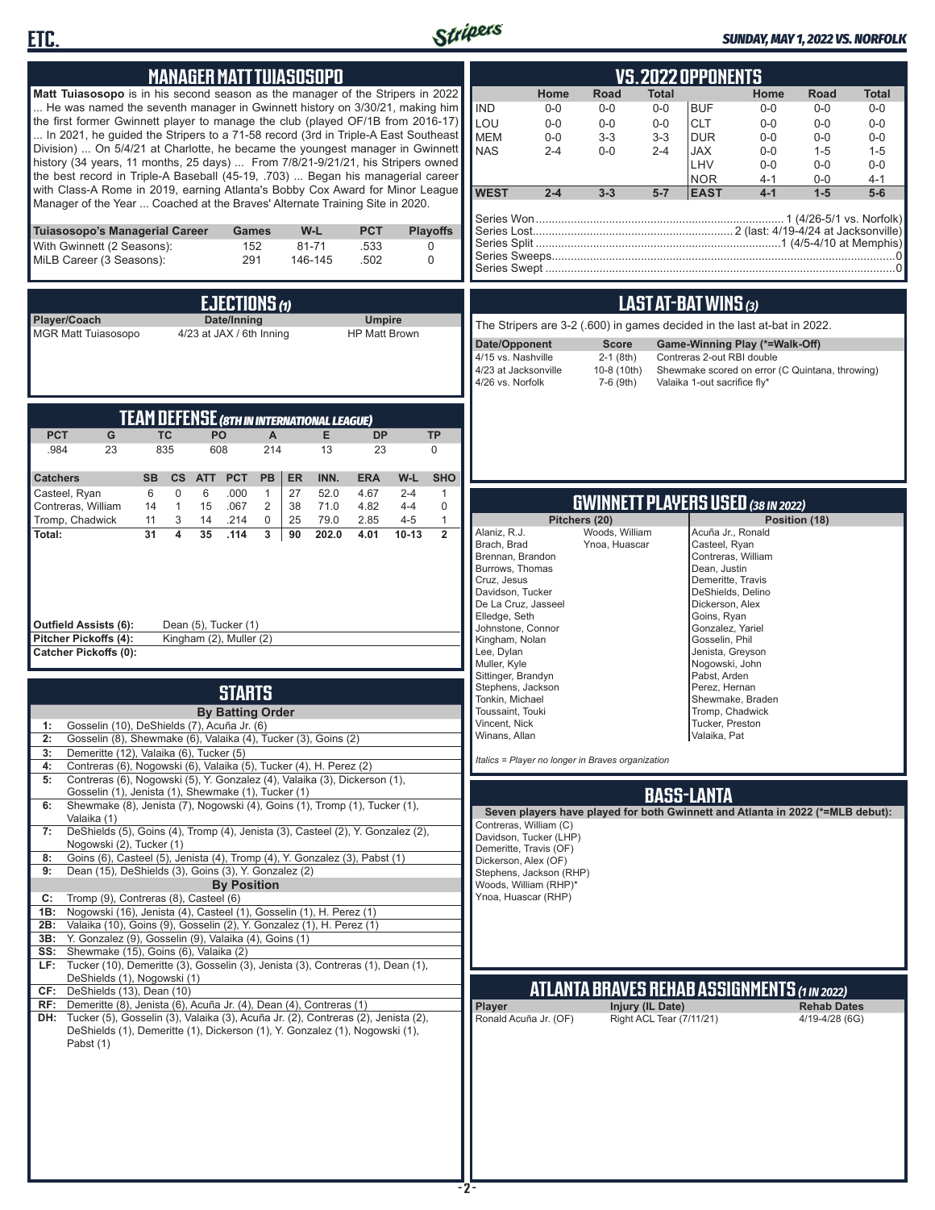## MANAGER MATT TUIASOSOPO

**Matt Tuiasosopo** is in his second season as the manager of the Stripers in 2022 ... He was named the seventh manager in Gwinnett history on 3/30/21, making him the first former Gwinnett player to manage the club (played OF/1B from 2016-17) ... In 2021, he guided the Stripers to a 71-58 record (3rd in Triple-A East Southeast Division) ... On 5/4/21 at Charlotte, he became the youngest manager in Gwinnett history (34 years, 11 months, 25 days) ... From 7/8/21-9/21/21, his Stripers owned the best record in Triple-A Baseball (45-19, .703) ... Began his managerial career with Class-A Rome in 2019, earning Atlanta's Bobby Cox Award for Minor League Manager of the Year ... Coached at the Braves' Alternate Training Site in 2020.

| Tuiasosopo's Managerial Career | Games | W-L | PCT | Playoffs |
|---|---|---|---|---|
| With Gwinnett (2 Seasons): | 152 | 81-71 | .533 | 0 |
| MiLB Career (3 Seasons): | 291 | 146-145 | .502 | 0 |

## EJECTIONS (1)

| Player/Coach | Date/Inning | Umpire |
|---|---|---|
| MGR Matt Tuiasosopo | 4/23 at JAX / 6th Inning | HP Matt Brown |

## TEAM DEFENSE (8TH IN INTERNATIONAL LEAGUE)

| PCT | G | TC | PO | A | E | DP | TP |
|---|---|---|---|---|---|---|---|
| .984 | 23 | 835 | 608 | 214 | 13 | 23 | 0 |

| Catchers | SB | CS | ATT | PCT | PB | ER | INN. | ERA | W-L | SHO |
|---|---|---|---|---|---|---|---|---|---|---|
| Casteel, Ryan | 6 | 0 | 6 | .000 | 1 | 27 | 52.0 | 4.67 | 2-4 | 1 |
| Contreras, William | 14 | 1 | 15 | .067 | 2 | 38 | 71.0 | 4.82 | 4-4 | 0 |
| Tromp, Chadwick | 11 | 3 | 14 | .214 | 0 | 25 | 79.0 | 2.85 | 4-5 | 1 |
| **Total:** | **31** | **4** | **35** | **.114** | **3** | **90** | **202.0** | **4.01** | **10-13** | **2** |

**Outfield Assists (6):** Dean (5), Tucker (1)
**Pitcher Pickoffs (4):** Kingham (2), Muller (2)
**Catcher Pickoffs (0):**

## STARTS

**By Batting Order**

| | |
|---|---|
| 1: | Gosselin (10), DeShields (7), Acuña Jr. (6) |
| 2: | Gosselin (8), Shewmake (6), Valaika (4), Tucker (3), Goins (2) |
| 3: | Demeritte (12), Valaika (6), Tucker (5) |
| 4: | Contreras (6), Nogowski (6), Valaika (5), Tucker (4), H. Perez (2) |
| 5: | Contreras (6), Nogowski (5), Y. Gonzalez (4), Valaika (3), Dickerson (1), Gosselin (1), Jenista (1), Shewmake (1), Tucker (1) |
| 6: | Shewmake (8), Jenista (7), Nogowski (4), Goins (1), Tromp (1), Tucker (1), Valaika (1) |
| 7: | DeShields (5), Goins (4), Tromp (4), Jenista (3), Casteel (2), Y. Gonzalez (2), Nogowski (2), Tucker (1) |
| 8: | Goins (6), Casteel (5), Jenista (4), Tromp (4), Y. Gonzalez (3), Pabst (1) |
| 9: | Dean (15), DeShields (3), Goins (3), Y. Gonzalez (2) |

**By Position**

| | |
|---|---|
| C: | Tromp (9), Contreras (8), Casteel (6) |
| 1B: | Nogowski (16), Jenista (4), Casteel (1), Gosselin (1), H. Perez (1) |
| 2B: | Valaika (10), Goins (9), Gosselin (2), Y. Gonzalez (1), H. Perez (1) |
| 3B: | Y. Gonzalez (9), Gosselin (9), Valaika (4), Goins (1) |
| SS: | Shewmake (15), Goins (6), Valaika (2) |
| LF: | Tucker (10), Demeritte (3), Gosselin (3), Jenista (3), Contreras (1), Dean (1), DeShields (1), Nogowski (1) |
| CF: | DeShields (13), Dean (10) |
| RF: | Demeritte (8), Jenista (6), Acuña Jr. (4), Dean (4), Contreras (1) |
| DH: | Tucker (5), Gosselin (3), Valaika (3), Acuña Jr. (2), Contreras (2), Jenista (2), DeShields (1), Demeritte (1), Dickerson (1), Y. Gonzalez (1), Nogowski (1), Pabst (1) |

## VS. 2022 OPPONENTS

| | Home | Road | Total | | Home | Road | Total |
|---|---|---|---|---|---|---|---|
| IND | 0-0 | 0-0 | 0-0 | BUF | 0-0 | 0-0 | 0-0 |
| LOU | 0-0 | 0-0 | 0-0 | CLT | 0-0 | 0-0 | 0-0 |
| MEM | 0-0 | 3-3 | 3-3 | DUR | 0-0 | 0-0 | 0-0 |
| NAS | 2-4 | 0-0 | 2-4 | JAX | 0-0 | 1-5 | 1-5 |
| | | | | LHV | 0-0 | 0-0 | 0-0 |
| | | | | NOR | 4-1 | 0-0 | 4-1 |
| **WEST** | **2-4** | **3-3** | **5-7** | **EAST** | **4-1** | **1-5** | **5-6** |

Series Won: 1 (4/26-5/1 vs. Norfolk)
Series Lost: 2 (last: 4/19-4/24 at Jacksonville)
Series Split: 1 (4/5-4/10 at Memphis)
Series Sweeps: 0
Series Swept: 0

## LAST AT-BAT WINS (3)

The Stripers are 3-2 (.600) in games decided in the last at-bat in 2022.

| Date/Opponent | Score | Game-Winning Play (*=Walk-Off) |
|---|---|---|
| 4/15 vs. Nashville | 2-1 (8th) | Contreras 2-out RBI double |
| 4/23 at Jacksonville | 10-8 (10th) | Shewmake scored on error (C Quintana, throwing) |
| 4/26 vs. Norfolk | 7-6 (9th) | Valaika 1-out sacrifice fly* |

## GWINNETT PLAYERS USED (38 IN 2022)

| Pitchers (20) | | Position (18) |
|---|---|---|
| Alaniz, R.J. | Woods, William | Acuña Jr., Ronald |
| Brach, Brad | Ynoa, Huascar | Casteel, Ryan |
| Brennan, Brandon | | Contreras, William |
| Burrows, Thomas | | Dean, Justin |
| Cruz, Jesus | | Demeritte, Travis |
| Davidson, Tucker | | DeShields, Delino |
| De La Cruz, Jasseel | | Dickerson, Alex |
| Elledge, Seth | | Goins, Ryan |
| Johnstone, Connor | | Gonzalez, Yariel |
| Kingham, Nolan | | Gosselin, Phil |
| Lee, Dylan | | Jenista, Greyson |
| Muller, Kyle | | Nogowski, John |
| Sittinger, Brandyn | | Pabst, Arden |
| Stephens, Jackson | | Perez, Hernan |
| Tonkin, Michael | | Shewmake, Braden |
| Toussaint, Touki | | Tromp, Chadwick |
| Vincent, Nick | | Tucker, Preston |
| Winans, Allan | | Valaika, Pat |

*Italics = Player no longer in Braves organization*

## BASS-LANTA

**Seven players have played for both Gwinnett and Atlanta in 2022 (*=MLB debut):**

Contreras, William (C)
Davidson, Tucker (LHP)
Demeritte, Travis (OF)
Dickerson, Alex (OF)
Stephens, Jackson (RHP)
Woods, William (RHP)*
Ynoa, Huascar (RHP)

## ATLANTA BRAVES REHAB ASSIGNMENTS (1 IN 2022)

| Player | Injury (IL Date) | Rehab Dates |
|---|---|---|
| Ronald Acuña Jr. (OF) | Right ACL Tear (7/11/21) | 4/19-4/28 (6G) |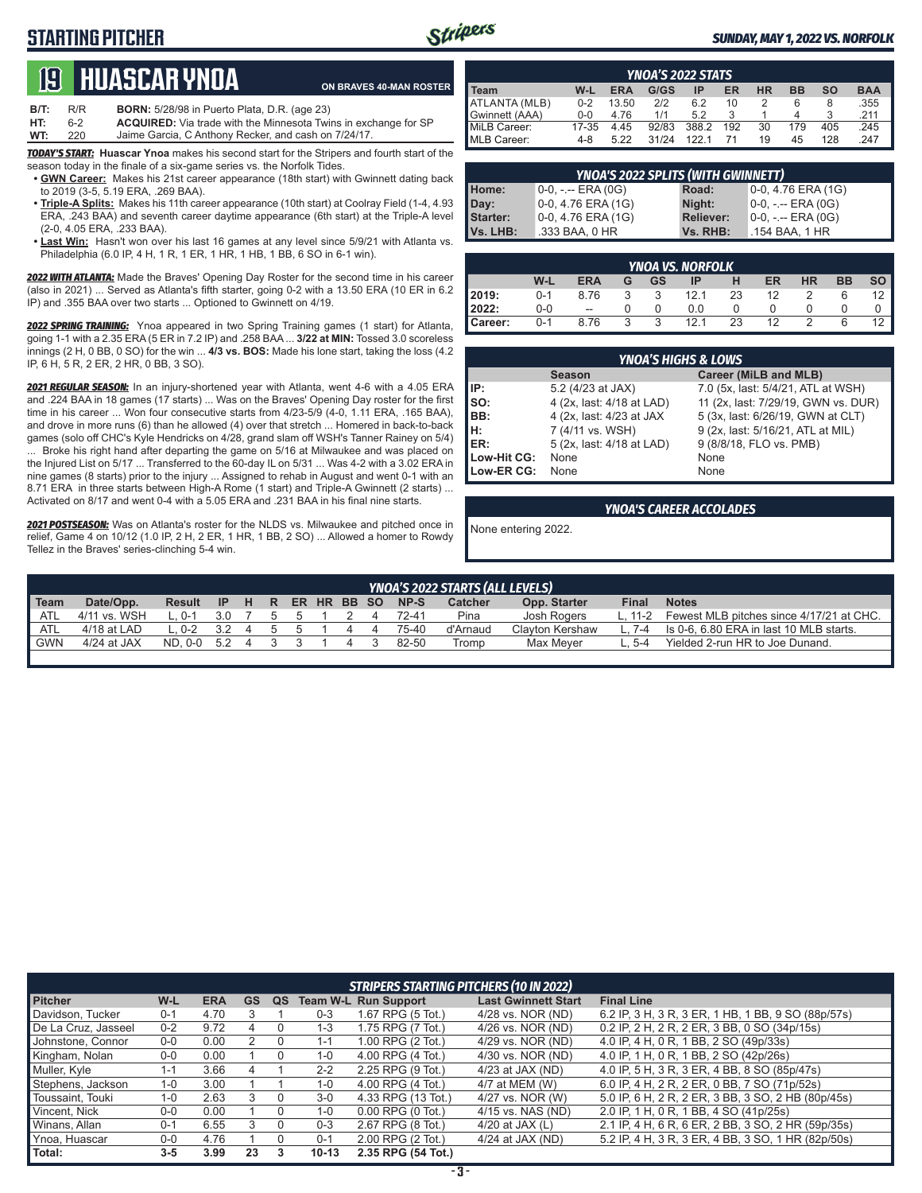# STARTING PITCHER

*SUNDAY, MAY 1, 2022 VS. NORFOLK*

## 19 HUASCAR YNOA

**ON BRAVES 40-MAN ROSTER**

**B/T:** R/R **BORN:** 5/28/98 in Puerto Plata, D.R. (age 23)
**HT:** 6-2 **ACQUIRED:** Via trade with the Minnesota Twins in exchange for SP
**WT:** 220 Jaime Garcia, C Anthony Recker, and cash on 7/24/17.

***TODAY'S START:*** **Huascar Ynoa** makes his second start for the Stripers and fourth start of the season today in the finale of a six-game series vs. the Norfolk Tides.

- **GWN Career:** Makes his 21st career appearance (18th start) with Gwinnett dating back to 2019 (3-5, 5.19 ERA, .269 BAA).
- **Triple-A Splits:** Makes his 11th career appearance (10th start) at Coolray Field (1-4, 4.93 ERA, .243 BAA) and seventh career daytime appearance (6th start) at the Triple-A level (2-0, 4.05 ERA, .233 BAA).
- **Last Win:** Hasn't won over his last 16 games at any level since 5/9/21 with Atlanta vs. Philadelphia (6.0 IP, 4 H, 1 R, 1 ER, 1 HR, 1 HB, 1 BB, 6 SO in 6-1 win).

***2022 WITH ATLANTA:*** Made the Braves' Opening Day Roster for the second time in his career (also in 2021) ... Served as Atlanta's fifth starter, going 0-2 with a 13.50 ERA (10 ER in 6.2 IP) and .355 BAA over two starts ... Optioned to Gwinnett on 4/19.

***2022 SPRING TRAINING:*** Ynoa appeared in two Spring Training games (1 start) for Atlanta, going 1-1 with a 2.35 ERA (5 ER in 7.2 IP) and .258 BAA ... **3/22 at MIN:** Tossed 3.0 scoreless innings (2 H, 0 BB, 0 SO) for the win ... **4/3 vs. BOS:** Made his lone start, taking the loss (4.2 IP, 6 H, 5 R, 2 ER, 2 HR, 0 BB, 3 SO).

***2021 REGULAR SEASON:*** In an injury-shortened year with Atlanta, went 4-6 with a 4.05 ERA and .224 BAA in 18 games (17 starts) ... Was on the Braves' Opening Day roster for the first time in his career ... Won four consecutive starts from 4/23-5/9 (4-0, 1.11 ERA, .165 BAA), and drove in more runs (6) than he allowed (4) over that stretch ... Homered in back-to-back games (solo off CHC's Kyle Hendricks on 4/28, grand slam off WSH's Tanner Rainey on 5/4) ... Broke his right hand after departing the game on 5/16 at Milwaukee and was placed on the Injured List on 5/17 ... Transferred to the 60-day IL on 5/31 ... Was 4-2 with a 3.02 ERA in nine games (8 starts) prior to the injury ... Assigned to rehab in August and went 0-1 with an 8.71 ERA in three starts between High-A Rome (1 start) and Triple-A Gwinnett (2 starts) ... Activated on 8/17 and went 0-4 with a 5.05 ERA and .231 BAA in his final nine starts.

***2021 POSTSEASON:*** Was on Atlanta's roster for the NLDS vs. Milwaukee and pitched once in relief, Game 4 on 10/12 (1.0 IP, 2 H, 2 ER, 1 HR, 1 BB, 2 SO) ... Allowed a homer to Rowdy Tellez in the Braves' series-clinching 5-4 win.

### YNOA'S 2022 STATS

| Team | W-L | ERA | G/GS | IP | ER | HR | BB | SO | BAA |
|---|---|---|---|---|---|---|---|---|---|
| ATLANTA (MLB) | 0-2 | 13.50 | 2/2 | 6.2 | 10 | 2 | 6 | 8 | .355 |
| Gwinnett (AAA) | 0-0 | 4.76 | 1/1 | 5.2 | 3 | 1 | 4 | 3 | .211 |
| MiLB Career: | 17-35 | 4.45 | 92/83 | 388.2 | 192 | 30 | 179 | 405 | .245 |
| MLB Career: | 4-8 | 5.22 | 31/24 | 122.1 | 71 | 19 | 45 | 128 | .247 |

### YNOA'S 2022 SPLITS (WITH GWINNETT)

| | | | |
|---|---|---|---|
| Home: | 0-0, -.-- ERA (0G) | Road: | 0-0, 4.76 ERA (1G) |
| Day: | 0-0, 4.76 ERA (1G) | Night: | 0-0, -.-- ERA (0G) |
| Starter: | 0-0, 4.76 ERA (1G) | Reliever: | 0-0, -.-- ERA (0G) |
| Vs. LHB: | .333 BAA, 0 HR | Vs. RHB: | .154 BAA, 1 HR |

### YNOA VS. NORFOLK

| | W-L | ERA | G | GS | IP | H | ER | HR | BB | SO |
|---|---|---|---|---|---|---|---|---|---|---|
| 2019: | 0-1 | 8.76 | 3 | 3 | 12.1 | 23 | 12 | 2 | 6 | 12 |
| 2022: | 0-0 | -- | 0 | 0 | 0.0 | 0 | 0 | 0 | 0 | 0 |
| Career: | 0-1 | 8.76 | 3 | 3 | 12.1 | 23 | 12 | 2 | 6 | 12 |

### YNOA'S HIGHS & LOWS

| | Season | Career (MiLB and MLB) |
|---|---|---|
| IP: | 5.2 (4/23 at JAX) | 7.0 (5x, last: 5/4/21, ATL at WSH) |
| SO: | 4 (2x, last: 4/18 at LAD) | 11 (2x, last: 7/29/19, GWN vs. DUR) |
| BB: | 4 (2x, last: 4/23 at JAX | 5 (3x, last: 6/26/19, GWN at CLT) |
| H: | 7 (4/11 vs. WSH) | 9 (2x, last: 5/16/21, ATL at MIL) |
| ER: | 5 (2x, last: 4/18 at LAD) | 9 (8/8/18, FLO vs. PMB) |
| Low-Hit CG: | None | None |
| Low-ER CG: | None | None |

### YNOA'S CAREER ACCOLADES

None entering 2022.

### YNOA'S 2022 STARTS (ALL LEVELS)

| Team | Date/Opp. | Result | IP | H | R | ER | HR | BB | SO | NP-S | Catcher | Opp. Starter | Final | Notes |
|---|---|---|---|---|---|---|---|---|---|---|---|---|---|---|
| ATL | 4/11 vs. WSH | L, 0-1 | 3.0 | 7 | 5 | 5 | 1 | 2 | 4 | 72-41 | Pina | Josh Rogers | L, 11-2 | Fewest MLB pitches since 4/17/21 at CHC. |
| ATL | 4/18 at LAD | L, 0-2 | 3.2 | 4 | 5 | 5 | 1 | 4 | 4 | 75-40 | d'Arnaud | Clayton Kershaw | L, 7-4 | Is 0-6, 6.80 ERA in last 10 MLB starts. |
| GWN | 4/24 at JAX | ND, 0-0 | 5.2 | 4 | 3 | 3 | 1 | 4 | 3 | 82-50 | Tromp | Max Meyer | L, 5-4 | Yielded 2-run HR to Joe Dunand. |

### STRIPERS STARTING PITCHERS (10 IN 2022)

| Pitcher | W-L | ERA | GS | QS | Team W-L | Run Support | Last Gwinnett Start | Final Line |
|---|---|---|---|---|---|---|---|---|
| Davidson, Tucker | 0-1 | 4.70 | 3 | 1 | 0-3 | 1.67 RPG (5 Tot.) | 4/28 vs. NOR (ND) | 6.2 IP, 3 H, 3 R, 3 ER, 1 HB, 1 BB, 9 SO (88p/57s) |
| De La Cruz, Jasseel | 0-2 | 9.72 | 4 | 0 | 1-3 | 1.75 RPG (7 Tot.) | 4/26 vs. NOR (ND) | 0.2 IP, 2 H, 2 R, 2 ER, 3 BB, 0 SO (34p/15s) |
| Johnstone, Connor | 0-0 | 0.00 | 2 | 0 | 1-1 | 1.00 RPG (2 Tot.) | 4/29 vs. NOR (ND) | 4.0 IP, 4 H, 0 R, 1 BB, 2 SO (49p/33s) |
| Kingham, Nolan | 0-0 | 0.00 | 1 | 0 | 1-0 | 4.00 RPG (4 Tot.) | 4/30 vs. NOR (ND) | 4.0 IP, 1 H, 0 R, 1 BB, 2 SO (42p/26s) |
| Muller, Kyle | 1-1 | 3.66 | 4 | 1 | 2-2 | 2.25 RPG (9 Tot.) | 4/23 at JAX (ND) | 4.0 IP, 5 H, 3 R, 3 ER, 4 BB, 8 SO (85p/47s) |
| Stephens, Jackson | 1-0 | 3.00 | 1 | 1 | 1-0 | 4.00 RPG (4 Tot.) | 4/7 at MEM (W) | 6.0 IP, 4 H, 2 R, 2 ER, 0 BB, 7 SO (71p/52s) |
| Toussaint, Touki | 1-0 | 2.63 | 3 | 0 | 3-0 | 4.33 RPG (13 Tot.) | 4/27 vs. NOR (W) | 5.0 IP, 6 H, 2 R, 2 ER, 3 BB, 3 SO, 2 HB (80p/45s) |
| Vincent, Nick | 0-0 | 0.00 | 1 | 0 | 1-0 | 0.00 RPG (0 Tot.) | 4/15 vs. NAS (ND) | 2.0 IP, 1 H, 0 R, 1 BB, 4 SO (41p/25s) |
| Winans, Allan | 0-1 | 6.55 | 3 | 0 | 0-3 | 2.67 RPG (8 Tot.) | 4/20 at JAX (L) | 2.1 IP, 4 H, 6 R, 6 ER, 2 BB, 3 SO, 2 HR (59p/35s) |
| Ynoa, Huascar | 0-0 | 4.76 | 1 | 0 | 0-1 | 2.00 RPG (2 Tot.) | 4/24 at JAX (ND) | 5.2 IP, 4 H, 3 R, 3 ER, 4 BB, 3 SO, 1 HR (82p/50s) |
| **Total:** | **3-5** | **3.99** | **23** | **3** | **10-13** | **2.35 RPG (54 Tot.)** | | |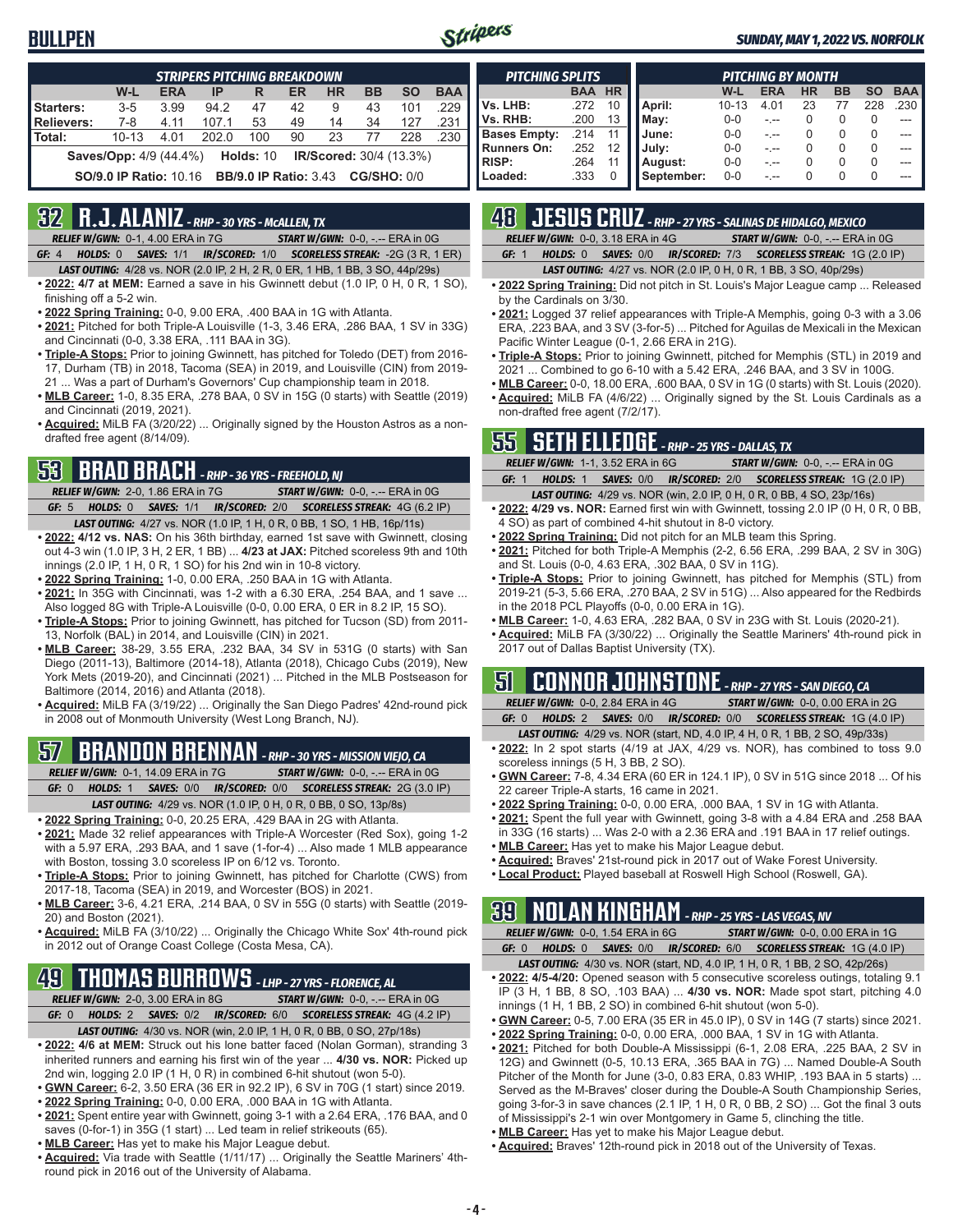# BULLPEN

*SUNDAY, MAY 1, 2022 VS. NORFOLK*

| STRIPERS PITCHING BREAKDOWN | W-L | ERA | IP | R | ER | HR | BB | SO | BAA |
|---|---|---|---|---|---|---|---|---|---|
| Starters: | 3-5 | 3.99 | 94.2 | 47 | 42 | 9 | 43 | 101 | .229 |
| Relievers: | 7-8 | 4.11 | 107.1 | 53 | 49 | 14 | 34 | 127 | .231 |
| Total: | 10-13 | 4.01 | 202.0 | 100 | 90 | 23 | 77 | 228 | .230 |

**Saves/Opp:** 4/9 (44.4%) **Holds:** 10 **IR/Scored:** 30/4 (13.3%)

**SO/9.0 IP Ratio:** 10.16 **BB/9.0 IP Ratio:** 3.43 **CG/SHO:** 0/0

| PITCHING SPLITS | BAA | HR |
|---|---|---|
| Vs. LHB: | .272 | 10 |
| Vs. RHB: | .200 | 13 |
| Bases Empty: | .214 | 11 |
| Runners On: | .252 | 12 |
| RISP: | .264 | 11 |
| Loaded: | .333 | 0 |

| PITCHING BY MONTH | W-L | ERA | HR | BB | SO | BAA |
|---|---|---|---|---|---|---|
| April: | 10-13 | 4.01 | 23 | 77 | 228 | .230 |
| May: | 0-0 | -.-- | 0 | 0 | 0 | --- |
| June: | 0-0 | -.-- | 0 | 0 | 0 | --- |
| July: | 0-0 | -.-- | 0 | 0 | 0 | --- |
| August: | 0-0 | -.-- | 0 | 0 | 0 | --- |
| September: | 0-0 | -.-- | 0 | 0 | 0 | --- |

## 32 R.J. ALANIZ - RHP - 30 YRS - McALLEN, TX

**RELIEF W/GWN:** 0-1, 4.00 ERA in 7G **START W/GWN:** 0-0, -.-- ERA in 0G
**GF:** 4 **HOLDS:** 0 **SAVES:** 1/1 **IR/SCORED:** 1/0 **SCORELESS STREAK:** -2G (3 R, 1 ER)
**LAST OUTING:** 4/28 vs. NOR (2.0 IP, 2 H, 2 R, 0 ER, 1 HB, 1 BB, 3 SO, 44p/29s)

- **2022: 4/7 at MEM:** Earned a save in his Gwinnett debut (1.0 IP, 0 H, 0 R, 1 SO), finishing off a 5-2 win.
- **2022 Spring Training:** 0-0, 9.00 ERA, .400 BAA in 1G with Atlanta.
- **2021:** Pitched for both Triple-A Louisville (1-3, 3.46 ERA, .286 BAA, 1 SV in 33G) and Cincinnati (0-0, 3.38 ERA, .111 BAA in 3G).
- **Triple-A Stops:** Prior to joining Gwinnett, has pitched for Toledo (DET) from 2016-17, Durham (TB) in 2018, Tacoma (SEA) in 2019, and Louisville (CIN) from 2019-21 ... Was a part of Durham's Governors' Cup championship team in 2018.
- **MLB Career:** 1-0, 8.35 ERA, .278 BAA, 0 SV in 15G (0 starts) with Seattle (2019) and Cincinnati (2019, 2021).
- **Acquired:** MiLB FA (3/20/22) ... Originally signed by the Houston Astros as a non-drafted free agent (8/14/09).

## 53 BRAD BRACH - RHP - 36 YRS - FREEHOLD, NJ

**RELIEF W/GWN:** 2-0, 1.86 ERA in 7G **START W/GWN:** 0-0, -.-- ERA in 0G
**GF:** 5 **HOLDS:** 0 **SAVES:** 1/1 **IR/SCORED:** 2/0 **SCORELESS STREAK:** 4G (6.2 IP)
**LAST OUTING:** 4/27 vs. NOR (1.0 IP, 1 H, 0 R, 0 BB, 1 SO, 1 HB, 16p/11s)

- **2022: 4/12 vs. NAS:** On his 36th birthday, earned 1st save with Gwinnett, closing out 4-3 win (1.0 IP, 3 H, 2 ER, 1 BB) ... **4/23 at JAX:** Pitched scoreless 9th and 10th innings (2.0 IP, 1 H, 0 R, 1 SO) for his 2nd win in 10-8 victory.
- **2022 Spring Training:** 1-0, 0.00 ERA, .250 BAA in 1G with Atlanta.
- **2021:** In 35G with Cincinnati, was 1-2 with a 6.30 ERA, .254 BAA, and 1 save ... Also logged 8G with Triple-A Louisville (0-0, 0.00 ERA, 0 ER in 8.2 IP, 15 SO).
- **Triple-A Stops:** Prior to joining Gwinnett, has pitched for Tucson (SD) from 2011-13, Norfolk (BAL) in 2014, and Louisville (CIN) in 2021.
- **MLB Career:** 38-29, 3.55 ERA, .232 BAA, 34 SV in 531G (0 starts) with San Diego (2011-13), Baltimore (2014-18), Atlanta (2018), Chicago Cubs (2019), New York Mets (2019-20), and Cincinnati (2021) ... Pitched in the MLB Postseason for Baltimore (2014, 2016) and Atlanta (2018).
- **Acquired:** MiLB FA (3/19/22) ... Originally the San Diego Padres' 42nd-round pick in 2008 out of Monmouth University (West Long Branch, NJ).

## 57 BRANDON BRENNAN - RHP - 30 YRS - MISSION VIEJO, CA

**RELIEF W/GWN:** 0-1, 14.09 ERA in 7G **START W/GWN:** 0-0, -.-- ERA in 0G
**GF:** 0 **HOLDS:** 1 **SAVES:** 0/0 **IR/SCORED:** 0/0 **SCORELESS STREAK:** 2G (3.0 IP)
**LAST OUTING:** 4/29 vs. NOR (1.0 IP, 0 H, 0 R, 0 BB, 0 SO, 13p/8s)

- **2022 Spring Training:** 0-0, 20.25 ERA, .429 BAA in 2G with Atlanta.
- **2021:** Made 32 relief appearances with Triple-A Worcester (Red Sox), going 1-2 with a 5.97 ERA, .293 BAA, and 1 save (1-for-4) ... Also made 1 MLB appearance with Boston, tossing 3.0 scoreless IP on 6/12 vs. Toronto.
- **Triple-A Stops:** Prior to joining Gwinnett, has pitched for Charlotte (CWS) from 2017-18, Tacoma (SEA) in 2019, and Worcester (BOS) in 2021.
- **MLB Career:** 3-6, 4.21 ERA, .214 BAA, 0 SV in 55G (0 starts) with Seattle (2019-20) and Boston (2021).
- **Acquired:** MiLB FA (3/10/22) ... Originally the Chicago White Sox' 4th-round pick in 2012 out of Orange Coast College (Costa Mesa, CA).

## 49 THOMAS BURROWS - LHP - 27 YRS - FLORENCE, AL

**RELIEF W/GWN:** 2-0, 3.00 ERA in 8G **START W/GWN:** 0-0, -.-- ERA in 0G
**GF:** 0 **HOLDS:** 2 **SAVES:** 0/2 **IR/SCORED:** 6/0 **SCORELESS STREAK:** 4G (4.2 IP)
**LAST OUTING:** 4/30 vs. NOR (win, 2.0 IP, 1 H, 0 R, 0 BB, 0 SO, 27p/18s)

- **2022: 4/6 at MEM:** Struck out his lone batter faced (Nolan Gorman), stranding 3 inherited runners and earning his first win of the year ... **4/30 vs. NOR:** Picked up 2nd win, logging 2.0 IP (1 H, 0 R) in combined 6-hit shutout (won 5-0).
- **GWN Career:** 6-2, 3.50 ERA (36 ER in 92.2 IP), 6 SV in 70G (1 start) since 2019.
- **2022 Spring Training:** 0-0, 0.00 ERA, .000 BAA in 1G with Atlanta.
- **2021:** Spent entire year with Gwinnett, going 3-1 with a 2.64 ERA, .176 BAA, and 0 saves (0-for-1) in 35G (1 start) ... Led team in relief strikeouts (65).
- **MLB Career:** Has yet to make his Major League debut.
- **Acquired:** Via trade with Seattle (1/11/17) ... Originally the Seattle Mariners' 4th-round pick in 2016 out of the University of Alabama.

## 48 JESUS CRUZ - RHP - 27 YRS - SALINAS DE HIDALGO, MEXICO

**RELIEF W/GWN:** 0-0, 3.18 ERA in 4G **START W/GWN:** 0-0, -.-- ERA in 0G
**GF:** 1 **HOLDS:** 0 **SAVES:** 0/0 **IR/SCORED:** 7/3 **SCORELESS STREAK:** 1G (2.0 IP)
**LAST OUTING:** 4/27 vs. NOR (2.0 IP, 0 H, 0 R, 1 BB, 3 SO, 40p/29s)

- **2022 Spring Training:** Did not pitch in St. Louis's Major League camp ... Released by the Cardinals on 3/30.
- **2021:** Logged 37 relief appearances with Triple-A Memphis, going 0-3 with a 3.06 ERA, .223 BAA, and 3 SV (3-for-5) ... Pitched for Aguilas de Mexicali in the Mexican Pacific Winter League (0-1, 2.66 ERA in 21G).
- **Triple-A Stops:** Prior to joining Gwinnett, pitched for Memphis (STL) in 2019 and 2021 ... Combined to go 6-10 with a 5.42 ERA, .246 BAA, and 3 SV in 100G.
- **MLB Career:** 0-0, 18.00 ERA, .600 BAA, 0 SV in 1G (0 starts) with St. Louis (2020).
- **Acquired:** MiLB FA (4/6/22) ... Originally signed by the St. Louis Cardinals as a non-drafted free agent (7/2/17).

## 55 SETH ELLEDGE - RHP - 25 YRS - DALLAS, TX

**RELIEF W/GWN:** 1-1, 3.52 ERA in 6G **START W/GWN:** 0-0, -.-- ERA in 0G
**GF:** 1 **HOLDS:** 1 **SAVES:** 0/0 **IR/SCORED:** 2/0 **SCORELESS STREAK:** 1G (2.0 IP)
**LAST OUTING:** 4/29 vs. NOR (win, 2.0 IP, 0 H, 0 R, 0 BB, 4 SO, 23p/16s)

- **2022: 4/29 vs. NOR:** Earned first win with Gwinnett, tossing 2.0 IP (0 H, 0 R, 0 BB, 4 SO) as part of combined 4-hit shutout in 8-0 victory.
- **2022 Spring Training:** Did not pitch for an MLB team this Spring.
- **2021:** Pitched for both Triple-A Memphis (2-2, 6.56 ERA, .299 BAA, 2 SV in 30G) and St. Louis (0-0, 4.63 ERA, .302 BAA, 0 SV in 11G).
- **Triple-A Stops:** Prior to joining Gwinnett, has pitched for Memphis (STL) from 2019-21 (5-3, 5.66 ERA, .270 BAA, 2 SV in 51G) ... Also appeared for the Redbirds in the 2018 PCL Playoffs (0-0, 0.00 ERA in 1G).
- **MLB Career:** 1-0, 4.63 ERA, .282 BAA, 0 SV in 23G with St. Louis (2020-21).
- **Acquired:** MiLB FA (3/30/22) ... Originally the Seattle Mariners' 4th-round pick in 2017 out of Dallas Baptist University (TX).

## 51 CONNOR JOHNSTONE - RHP - 27 YRS - SAN DIEGO, CA

**RELIEF W/GWN:** 0-0, 2.84 ERA in 4G **START W/GWN:** 0-0, 0.00 ERA in 2G
**GF:** 0 **HOLDS:** 2 **SAVES:** 0/0 **IR/SCORED:** 0/0 **SCORELESS STREAK:** 1G (4.0 IP)
**LAST OUTING:** 4/29 vs. NOR (start, ND, 4.0 IP, 4 H, 0 R, 1 BB, 2 SO, 49p/33s)

- **2022:** In 2 spot starts (4/19 at JAX, 4/29 vs. NOR), has combined to toss 9.0 scoreless innings (5 H, 3 BB, 2 SO).
- **GWN Career:** 7-8, 4.34 ERA (60 ER in 124.1 IP), 0 SV in 51G since 2018 ... Of his 22 career Triple-A starts, 16 came in 2021.
- **2022 Spring Training:** 0-0, 0.00 ERA, .000 BAA, 1 SV in 1G with Atlanta.
- **2021:** Spent the full year with Gwinnett, going 3-8 with a 4.84 ERA and .258 BAA in 33G (16 starts) ... Was 2-0 with a 2.36 ERA and .191 BAA in 17 relief outings.
- **MLB Career:** Has yet to make his Major League debut.
- **Acquired:** Braves' 21st-round pick in 2017 out of Wake Forest University.
- **Local Product:** Played baseball at Roswell High School (Roswell, GA).

## 39 NOLAN KINGHAM - RHP - 25 YRS - LAS VEGAS, NV

**RELIEF W/GWN:** 0-0, 1.54 ERA in 6G **START W/GWN:** 0-0, 0.00 ERA in 1G
**GF:** 0 **HOLDS:** 0 **SAVES:** 0/0 **IR/SCORED:** 6/0 **SCORELESS STREAK:** 4G (4.2 IP)
**LAST OUTING:** 4/30 vs. NOR (start, ND, 4.0 IP, 1 H, 0 R, 1 BB, 2 SO, 42p/26s)

- **2022: 4/5-4/20:** Opened season with 5 consecutive scoreless outings, totaling 9.1 IP (3 H, 1 BB, 8 SO, .103 BAA) ... **4/30 vs. NOR:** Made spot start, pitching 4.0 innings (1 H, 1 BB, 2 SO) in combined 6-hit shutout (won 5-0).
- **GWN Career:** 0-5, 7.00 ERA (35 ER in 45.0 IP), 0 SV in 14G (7 starts) since 2021.
- **2022 Spring Training:** 0-0, 0.00 ERA, .000 BAA, 1 SV in 1G with Atlanta.
- **2021:** Pitched for both Double-A Mississippi (6-1, 2.08 ERA, .225 BAA, 2 SV in 12G) and Gwinnett (0-5, 10.13 ERA, .365 BAA in 7G) ... Named Double-A South Pitcher of the Month for June (3-0, 0.83 ERA, 0.83 WHIP, .193 BAA in 5 starts) ... Served as the M-Braves' closer during the Double-A South Championship Series, going 3-for-3 in save chances (2.1 IP, 1 H, 0 R, 0 BB, 2 SO) ... Got the final 3 outs of Mississippi's 2-1 win over Montgomery in Game 5, clinching the title.
- **MLB Career:** Has yet to make his Major League debut.
- **Acquired:** Braves' 12th-round pick in 2018 out of the University of Texas.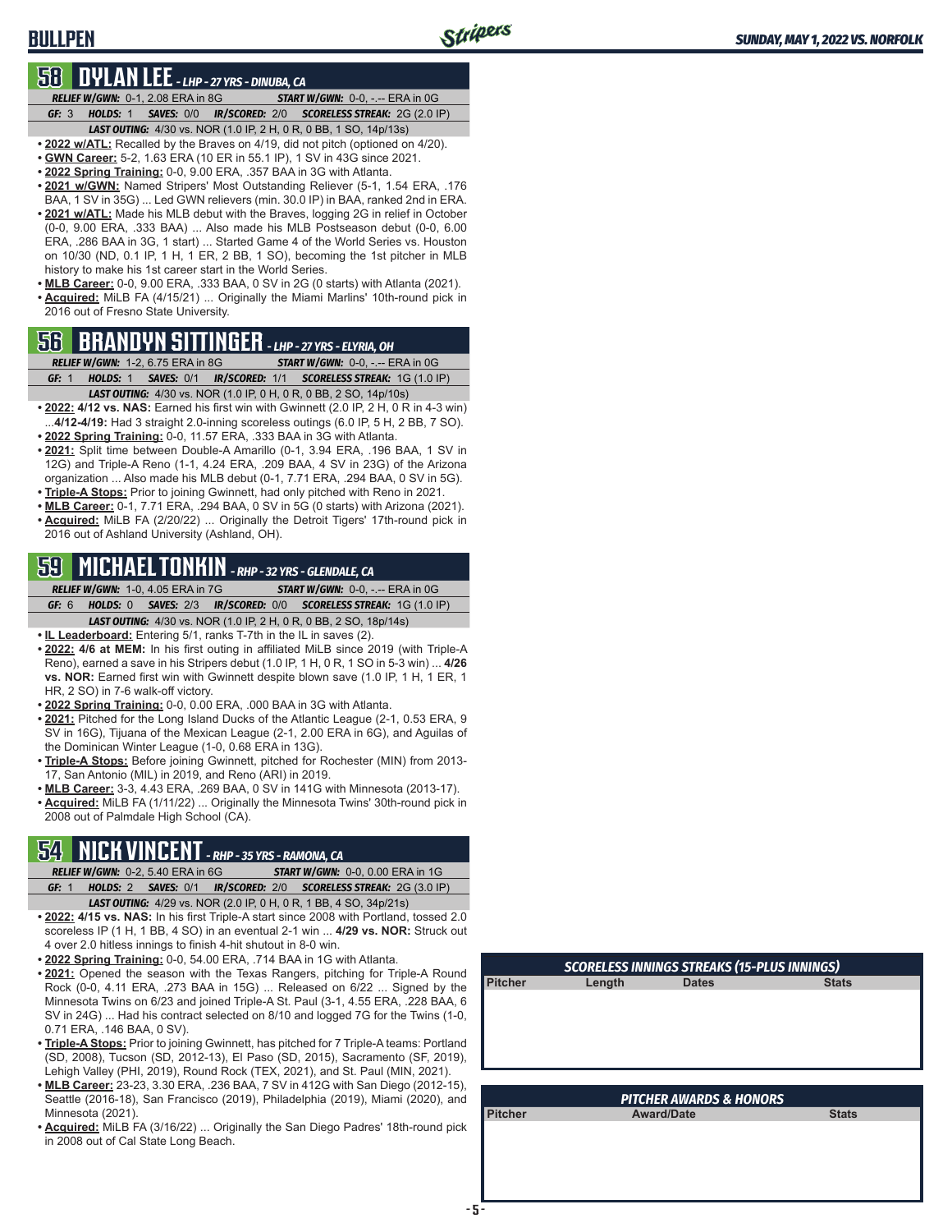# BULLPEN

## 58 DYLAN LEE - LHP - 27 YRS - DINUBA, CA

***RELIEF W/GWN:*** 0-1, 2.08 ERA in 8G ***START W/GWN:*** 0-0, -.-- ERA in 0G
***GF:*** 3 ***HOLDS:*** 1 ***SAVES:*** 0/0 ***IR/SCORED:*** 2/0 ***SCORELESS STREAK:*** 2G (2.0 IP)
***LAST OUTING:*** 4/30 vs. NOR (1.0 IP, 2 H, 0 R, 0 BB, 1 SO, 14p/13s)

- **2022 w/ATL:** Recalled by the Braves on 4/19, did not pitch (optioned on 4/20).
- **GWN Career:** 5-2, 1.63 ERA (10 ER in 55.1 IP), 1 SV in 43G since 2021.
- **2022 Spring Training:** 0-0, 9.00 ERA, .357 BAA in 3G with Atlanta.
- **2021 w/GWN:** Named Stripers' Most Outstanding Reliever (5-1, 1.54 ERA, .176 BAA, 1 SV in 35G) ... Led GWN relievers (min. 30.0 IP) in BAA, ranked 2nd in ERA.
- **2021 w/ATL:** Made his MLB debut with the Braves, logging 2G in relief in October (0-0, 9.00 ERA, .333 BAA) ... Also made his MLB Postseason debut (0-0, 6.00 ERA, .286 BAA in 3G, 1 start) ... Started Game 4 of the World Series vs. Houston on 10/30 (ND, 0.1 IP, 1 H, 1 ER, 2 BB, 1 SO), becoming the 1st pitcher in MLB history to make his 1st career start in the World Series.
- **MLB Career:** 0-0, 9.00 ERA, .333 BAA, 0 SV in 2G (0 starts) with Atlanta (2021).
- **Acquired:** MiLB FA (4/15/21) ... Originally the Miami Marlins' 10th-round pick in 2016 out of Fresno State University.

## 56 BRANDYN SITTINGER - LHP - 27 YRS - ELYRIA, OH

***RELIEF W/GWN:*** 1-2, 6.75 ERA in 8G ***START W/GWN:*** 0-0, -.-- ERA in 0G
***GF:*** 1 ***HOLDS:*** 1 ***SAVES:*** 0/1 ***IR/SCORED:*** 1/1 ***SCORELESS STREAK:*** 1G (1.0 IP)
***LAST OUTING:*** 4/30 vs. NOR (1.0 IP, 0 H, 0 R, 0 BB, 2 SO, 14p/10s)

- **2022: 4/12 vs. NAS:** Earned his first win with Gwinnett (2.0 IP, 2 H, 0 R in 4-3 win) ...**4/12-4/19:** Had 3 straight 2.0-inning scoreless outings (6.0 IP, 5 H, 2 BB, 7 SO).
- **2022 Spring Training:** 0-0, 11.57 ERA, .333 BAA in 3G with Atlanta.
- **2021:** Split time between Double-A Amarillo (0-1, 3.94 ERA, .196 BAA, 1 SV in 12G) and Triple-A Reno (1-1, 4.24 ERA, .209 BAA, 4 SV in 23G) of the Arizona organization ... Also made his MLB debut (0-1, 7.71 ERA, .294 BAA, 0 SV in 5G).
- **Triple-A Stops:** Prior to joining Gwinnett, had only pitched with Reno in 2021.
- **MLB Career:** 0-1, 7.71 ERA, .294 BAA, 0 SV in 5G (0 starts) with Arizona (2021).
- **Acquired:** MiLB FA (2/20/22) ... Originally the Detroit Tigers' 17th-round pick in 2016 out of Ashland University (Ashland, OH).

## 59 MICHAEL TONKIN - RHP - 32 YRS - GLENDALE, CA

***RELIEF W/GWN:*** 1-0, 4.05 ERA in 7G ***START W/GWN:*** 0-0, -.-- ERA in 0G
***GF:*** 6 ***HOLDS:*** 0 ***SAVES:*** 2/3 ***IR/SCORED:*** 0/0 ***SCORELESS STREAK:*** 1G (1.0 IP)
***LAST OUTING:*** 4/30 vs. NOR (1.0 IP, 2 H, 0 R, 0 BB, 2 SO, 18p/14s)

- **IL Leaderboard:** Entering 5/1, ranks T-7th in the IL in saves (2).
- **2022: 4/6 at MEM:** In his first outing in affiliated MiLB since 2019 (with Triple-A Reno), earned a save in his Stripers debut (1.0 IP, 1 H, 0 R, 1 SO in 5-3 win) ... **4/26 vs. NOR:** Earned first win with Gwinnett despite blown save (1.0 IP, 1 H, 1 ER, 1 HR, 2 SO) in 7-6 walk-off victory.
- **2022 Spring Training:** 0-0, 0.00 ERA, .000 BAA in 3G with Atlanta.
- **2021:** Pitched for the Long Island Ducks of the Atlantic League (2-1, 0.53 ERA, 9 SV in 16G), Tijuana of the Mexican League (2-1, 2.00 ERA in 6G), and Aguilas of the Dominican Winter League (1-0, 0.68 ERA in 13G).
- **Triple-A Stops:** Before joining Gwinnett, pitched for Rochester (MIN) from 2013-17, San Antonio (MIL) in 2019, and Reno (ARI) in 2019.
- **MLB Career:** 3-3, 4.43 ERA, .269 BAA, 0 SV in 141G with Minnesota (2013-17).
- **Acquired:** MiLB FA (1/11/22) ... Originally the Minnesota Twins' 30th-round pick in 2008 out of Palmdale High School (CA).

## 54 NICK VINCENT - RHP - 35 YRS - RAMONA, CA

***RELIEF W/GWN:*** 0-2, 5.40 ERA in 6G ***START W/GWN:*** 0-0, 0.00 ERA in 1G
***GF:*** 1 ***HOLDS:*** 2 ***SAVES:*** 0/1 ***IR/SCORED:*** 2/0 ***SCORELESS STREAK:*** 2G (3.0 IP)
***LAST OUTING:*** 4/29 vs. NOR (2.0 IP, 0 H, 0 R, 1 BB, 4 SO, 34p/21s)

- **2022: 4/15 vs. NAS:** In his first Triple-A start since 2008 with Portland, tossed 2.0 scoreless IP (1 H, 1 BB, 4 SO) in an eventual 2-1 win ... **4/29 vs. NOR:** Struck out 4 over 2.0 hitless innings to finish 4-hit shutout in 8-0 win.
- **2022 Spring Training:** 0-0, 54.00 ERA, .714 BAA in 1G with Atlanta.
- **2021:** Opened the season with the Texas Rangers, pitching for Triple-A Round Rock (0-0, 4.11 ERA, .273 BAA in 15G) ... Released on 6/22 ... Signed by the Minnesota Twins on 6/23 and joined Triple-A St. Paul (3-1, 4.55 ERA, .228 BAA, 6 SV in 24G) ... Had his contract selected on 8/10 and logged 7G for the Twins (1-0, 0.71 ERA, .146 BAA, 0 SV).
- **Triple-A Stops:** Prior to joining Gwinnett, has pitched for 7 Triple-A teams: Portland (SD, 2008), Tucson (SD, 2012-13), El Paso (SD, 2015), Sacramento (SF, 2019), Lehigh Valley (PHI, 2019), Round Rock (TEX, 2021), and St. Paul (MIN, 2021).
- **MLB Career:** 23-23, 3.30 ERA, .236 BAA, 7 SV in 412G with San Diego (2012-15), Seattle (2016-18), San Francisco (2019), Philadelphia (2019), Miami (2020), and Minnesota (2021).
- **Acquired:** MiLB FA (3/16/22) ... Originally the San Diego Padres' 18th-round pick in 2008 out of Cal State Long Beach.

### SCORELESS INNINGS STREAKS (15-PLUS INNINGS)

| Pitcher | Length | Dates | Stats |
|---|---|---|---|

### PITCHER AWARDS & HONORS

| Pitcher | Award/Date | Stats |
|---|---|---|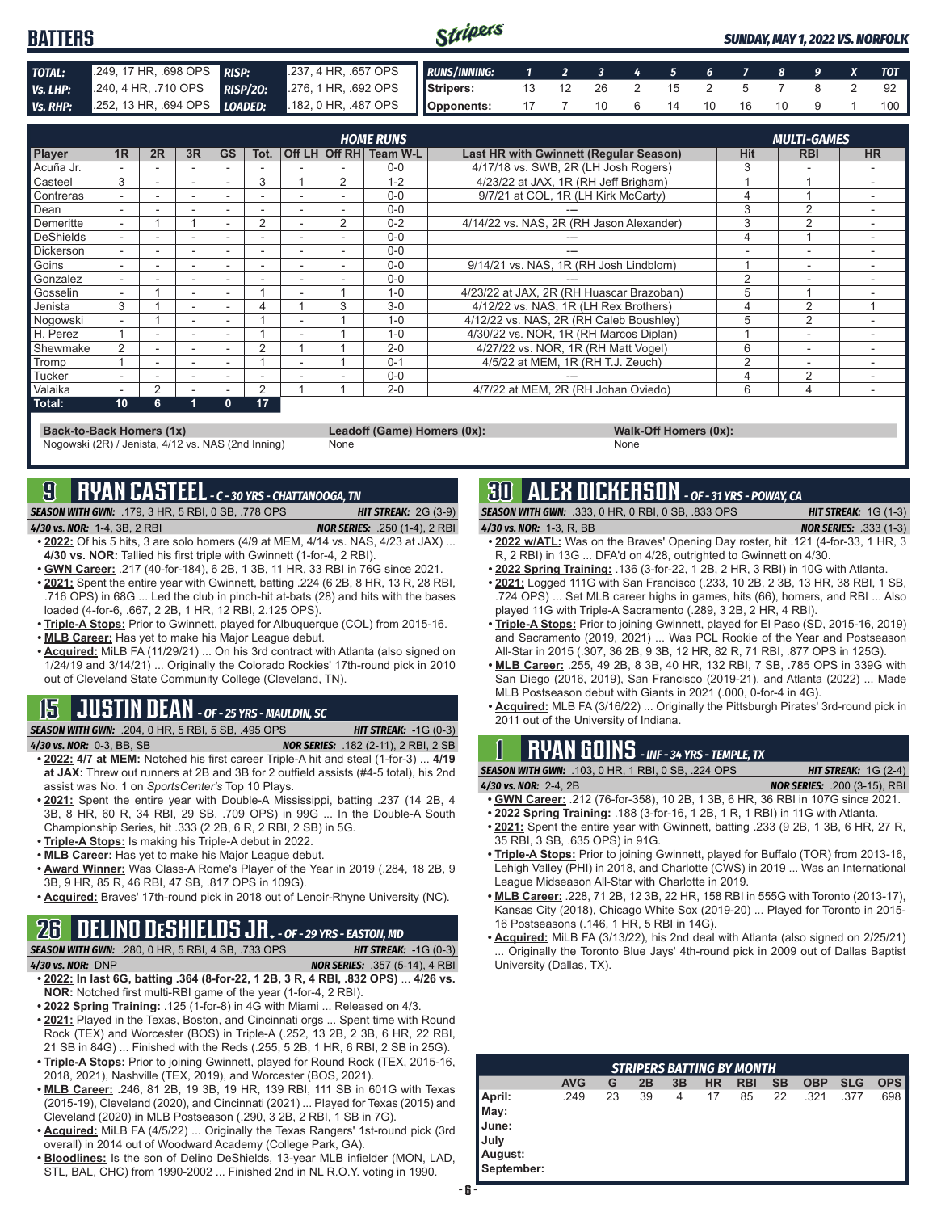# BATTERS

*SUNDAY, MAY 1, 2022 VS. NORFOLK*

| | | | |
|---|---|---|---|
| **TOTAL:** | .249, 17 HR, .698 OPS | **RISP:** | .237, 4 HR, .657 OPS |
| **Vs. LHP:** | .240, 4 HR, .710 OPS | **RISP/2O:** | .276, 1 HR, .692 OPS |
| **Vs. RHP:** | .252, 13 HR, .694 OPS | **LOADED:** | .182, 0 HR, .487 OPS |

| RUNS/INNING: | 1 | 2 | 3 | 4 | 5 | 6 | 7 | 8 | 9 | X | TOT |
|---|---|---|---|---|---|---|---|---|---|---|---|
| Stripers: | 13 | 12 | 26 | 2 | 15 | 2 | 5 | 7 | 8 | 2 | 92 |
| Opponents: | 17 | 7 | 10 | 6 | 14 | 10 | 16 | 10 | 9 | 1 | 100 |

| Player | 1R | 2R | 3R | GS | Tot. | Off LH | Off RH | Team W-L | Last HR with Gwinnett (Regular Season) | Hit | RBI | HR |
|---|---|---|---|---|---|---|---|---|---|---|---|---|
| | | | | | HOME RUNS | | | | | MULTI-GAMES | | |
| Acuña Jr. | - | - | - | - | - | - | - | 0-0 | 4/17/18 vs. SWB, 2R (LH Josh Rogers) | 3 | - | - |
| Casteel | 3 | - | - | - | 3 | 1 | 2 | 1-2 | 4/23/22 at JAX, 1R (RH Jeff Brigham) | 1 | 1 | - |
| Contreras | - | - | - | - | - | - | - | 0-0 | 9/7/21 at COL, 1R (LH Kirk McCarty) | 4 | 1 | - |
| Dean | - | - | - | - | - | - | - | 0-0 | --- | 3 | 2 | - |
| Demeritte | - | 1 | 1 | - | 2 | - | 2 | 0-2 | 4/14/22 vs. NAS, 2R (RH Jason Alexander) | 3 | 2 | - |
| DeShields | - | - | - | - | - | - | - | 0-0 | --- | 4 | 1 | - |
| Dickerson | - | - | - | - | - | - | - | 0-0 | --- | - | - | - |
| Goins | - | - | - | - | - | - | - | 0-0 | 9/14/21 vs. NAS, 1R (RH Josh Lindblom) | 1 | - | - |
| Gonzalez | - | - | - | - | - | - | - | 0-0 | --- | 2 | - | - |
| Gosselin | - | 1 | - | - | 1 | - | 1 | 1-0 | 4/23/22 at JAX, 2R (RH Huascar Brazoban) | 5 | 1 | - |
| Jenista | 3 | 1 | - | - | 4 | 1 | 3 | 3-0 | 4/12/22 vs. NAS, 1R (LH Rex Brothers) | 4 | 2 | 1 |
| Nogowski | - | 1 | - | - | 1 | - | 1 | 1-0 | 4/12/22 vs. NAS, 2R (RH Caleb Boushley) | 5 | 2 | - |
| H. Perez | 1 | - | - | - | 1 | - | 1 | 1-0 | 4/30/22 vs. NOR, 1R (RH Marcos Diplan) | 1 | - | - |
| Shewmake | 2 | - | - | - | 2 | 1 | 1 | 2-0 | 4/27/22 vs. NOR, 1R (RH Matt Vogel) | 6 | - | - |
| Tromp | 1 | - | - | - | 1 | - | 1 | 0-1 | 4/5/22 at MEM, 1R (RH T.J. Zeuch) | 2 | - | - |
| Tucker | - | - | - | - | - | - | - | 0-0 | --- | 4 | 2 | - |
| Valaika | - | 2 | - | - | 2 | 1 | 1 | 2-0 | 4/7/22 at MEM, 2R (RH Johan Oviedo) | 6 | 4 | - |
| **Total:** | **10** | **6** | **1** | **0** | **17** | | | | | | | |

**Back-to-Back Homers (1x)**
Nogowski (2R) / Jenista, 4/12 vs. NAS (2nd Inning)

**Leadoff (Game) Homers (0x):**
None

**Walk-Off Homers (0x):**
None

## 9 RYAN CASTEEL - C - 30 YRS - CHATTANOOGA, TN

*SEASON WITH GWN:* .179, 3 HR, 5 RBI, 0 SB, .778 OPS — *HIT STREAK:* 2G (3-9)
*4/30 vs. NOR:* 1-4, 3B, 2 RBI — *NOR SERIES:* .250 (1-4), 2 RBI

- **2022:** Of his 5 hits, 3 are solo homers (4/9 at MEM, 4/14 vs. NAS, 4/23 at JAX) ... **4/30 vs. NOR:** Tallied his first triple with Gwinnett (1-for-4, 2 RBI).
- **GWN Career:** .217 (40-for-184), 6 2B, 1 3B, 11 HR, 33 RBI in 76G since 2021.
- **2021:** Spent the entire year with Gwinnett, batting .224 (6 2B, 8 HR, 13 R, 28 RBI, .716 OPS) in 68G ... Led the club in pinch-hit at-bats (28) and hits with the bases loaded (4-for-6, .667, 2 2B, 1 HR, 12 RBI, 2.125 OPS).
- **Triple-A Stops:** Prior to Gwinnett, played for Albuquerque (COL) from 2015-16.
- **MLB Career:** Has yet to make his Major League debut.
- **Acquired:** MiLB FA (11/29/21) ... On his 3rd contract with Atlanta (also signed on 1/24/19 and 3/14/21) ... Originally the Colorado Rockies' 17th-round pick in 2010 out of Cleveland State Community College (Cleveland, TN).

## 15 JUSTIN DEAN - OF - 25 YRS - MAULDIN, SC

*SEASON WITH GWN:* .204, 0 HR, 5 RBI, 5 SB, .495 OPS — *HIT STREAK:* -1G (0-3)
*4/30 vs. NOR:* 0-3, BB, SB — *NOR SERIES:* .182 (2-11), 2 RBI, 2 SB

- **2022: 4/7 at MEM:** Notched his first career Triple-A hit and steal (1-for-3) ... **4/19 at JAX:** Threw out runners at 2B and 3B for 2 outfield assists (#4-5 total), his 2nd assist was No. 1 on *SportsCenter's* Top 10 Plays.
- **2021:** Spent the entire year with Double-A Mississippi, batting .237 (14 2B, 4 3B, 8 HR, 60 R, 34 RBI, 29 SB, .709 OPS) in 99G ... In the Double-A South Championship Series, hit .333 (2 2B, 6 R, 2 RBI, 2 SB) in 5G.
- **Triple-A Stops:** Is making his Triple-A debut in 2022.
- **MLB Career:** Has yet to make his Major League debut.
- **Award Winner:** Was Class-A Rome's Player of the Year in 2019 (.284, 18 2B, 9 3B, 9 HR, 85 R, 46 RBI, 47 SB, .817 OPS in 109G).
- **Acquired:** Braves' 17th-round pick in 2018 out of Lenoir-Rhyne University (NC).

## 26 DELINO DESHIELDS JR. - OF - 29 YRS - EASTON, MD

*SEASON WITH GWN:* .280, 0 HR, 5 RBI, 4 SB, .733 OPS — *HIT STREAK:* -1G (0-3)
*4/30 vs. NOR:* DNP — *NOR SERIES:* .357 (5-14), 4 RBI

- **2022: In last 6G, batting .364 (8-for-22, 1 2B, 3 R, 4 RBI, .832 OPS)** ... **4/26 vs. NOR:** Notched first multi-RBI game of the year (1-for-4, 2 RBI).
- **2022 Spring Training:** .125 (1-for-8) in 4G with Miami ... Released on 4/3.
- **2021:** Played in the Texas, Boston, and Cincinnati orgs ... Spent time with Round Rock (TEX) and Worcester (BOS) in Triple-A (.252, 13 2B, 2 3B, 6 HR, 22 RBI, 21 SB in 84G) ... Finished with the Reds (.255, 5 2B, 1 HR, 6 RBI, 2 SB in 25G).
- **Triple-A Stops:** Prior to joining Gwinnett, played for Round Rock (TEX, 2015-16, 2018, 2021), Nashville (TEX, 2019), and Worcester (BOS, 2021).
- **MLB Career:** .246, 81 2B, 19 3B, 19 HR, 139 RBI, 111 SB in 601G with Texas (2015-19), Cleveland (2020), and Cincinnati (2021) ... Played for Texas (2015) and Cleveland (2020) in MLB Postseason (.290, 3 2B, 2 RBI, 1 SB in 7G).
- **Acquired:** MiLB FA (4/5/22) ... Originally the Texas Rangers' 1st-round pick (3rd overall) in 2014 out of Woodward Academy (College Park, GA).
- **Bloodlines:** Is the son of Delino DeShields, 13-year MLB infielder (MON, LAD, STL, BAL, CHC) from 1990-2002 ... Finished 2nd in NL R.O.Y. voting in 1990.

## 30 ALEX DICKERSON - OF - 31 YRS - POWAY, CA

*SEASON WITH GWN:* .333, 0 HR, 0 RBI, 0 SB, .833 OPS — *HIT STREAK:* 1G (1-3)
*4/30 vs. NOR:* 1-3, R, BB — *NOR SERIES:* .333 (1-3)

- **2022 w/ATL:** Was on the Braves' Opening Day roster, hit .121 (4-for-33, 1 HR, 3 R, 2 RBI) in 13G ... DFA'd on 4/28, outrighted to Gwinnett on 4/30.
- **2022 Spring Training:** .136 (3-for-22, 1 2B, 2 HR, 3 RBI) in 10G with Atlanta.
- **2021:** Logged 111G with San Francisco (.233, 10 2B, 2 3B, 13 HR, 38 RBI, 1 SB, .724 OPS) ... Set MLB career highs in games, hits (66), homers, and RBI ... Also played 11G with Triple-A Sacramento (.289, 3 2B, 2 HR, 4 RBI).
- **Triple-A Stops:** Prior to joining Gwinnett, played for El Paso (SD, 2015-16, 2019) and Sacramento (2019, 2021) ... Was PCL Rookie of the Year and Postseason All-Star in 2015 (.307, 36 2B, 9 3B, 12 HR, 82 R, 71 RBI, .877 OPS in 125G).
- **MLB Career:** .255, 49 2B, 8 3B, 40 HR, 132 RBI, 7 SB, .785 OPS in 339G with San Diego (2016, 2019), San Francisco (2019-21), and Atlanta (2022) ... Made MLB Postseason debut with Giants in 2021 (.000, 0-for-4 in 4G).
- **Acquired:** MLB FA (3/16/22) ... Originally the Pittsburgh Pirates' 3rd-round pick in 2011 out of the University of Indiana.

## 1 RYAN GOINS - INF - 34 YRS - TEMPLE, TX

*SEASON WITH GWN:* .103, 0 HR, 1 RBI, 0 SB, .224 OPS — *HIT STREAK:* 1G (2-4)
*4/30 vs. NOR:* 2-4, 2B — *NOR SERIES:* .200 (3-15), RBI

- **GWN Career:** .212 (76-for-358), 10 2B, 1 3B, 6 HR, 36 RBI in 107G since 2021.
- **2022 Spring Training:** .188 (3-for-16, 1 2B, 1 R, 1 RBI) in 11G with Atlanta.
- **2021:** Spent the entire year with Gwinnett, batting .233 (9 2B, 1 3B, 6 HR, 27 R, 35 RBI, 3 SB, .635 OPS) in 91G.
- **Triple-A Stops:** Prior to joining Gwinnett, played for Buffalo (TOR) from 2013-16, Lehigh Valley (PHI) in 2018, and Charlotte (CWS) in 2019 ... Was an International League Midseason All-Star with Charlotte in 2019.
- **MLB Career:** .228, 71 2B, 12 3B, 22 HR, 158 RBI in 555G with Toronto (2013-17), Kansas City (2018), Chicago White Sox (2019-20) ... Played for Toronto in 2015-16 Postseasons (.146, 1 HR, 5 RBI in 14G).
- **Acquired:** MiLB FA (3/13/22), his 2nd deal with Atlanta (also signed on 2/25/21) ... Originally the Toronto Blue Jays' 4th-round pick in 2009 out of Dallas Baptist University (Dallas, TX).

### STRIPERS BATTING BY MONTH

| | AVG | G | 2B | 3B | HR | RBI | SB | OBP | SLG | OPS |
|---|---|---|---|---|---|---|---|---|---|---|
| April: | .249 | 23 | 39 | 4 | 17 | 85 | 22 | .321 | .377 | .698 |
| May: | | | | | | | | | | |
| June: | | | | | | | | | | |
| July | | | | | | | | | | |
| August: | | | | | | | | | | |
| September: | | | | | | | | | | |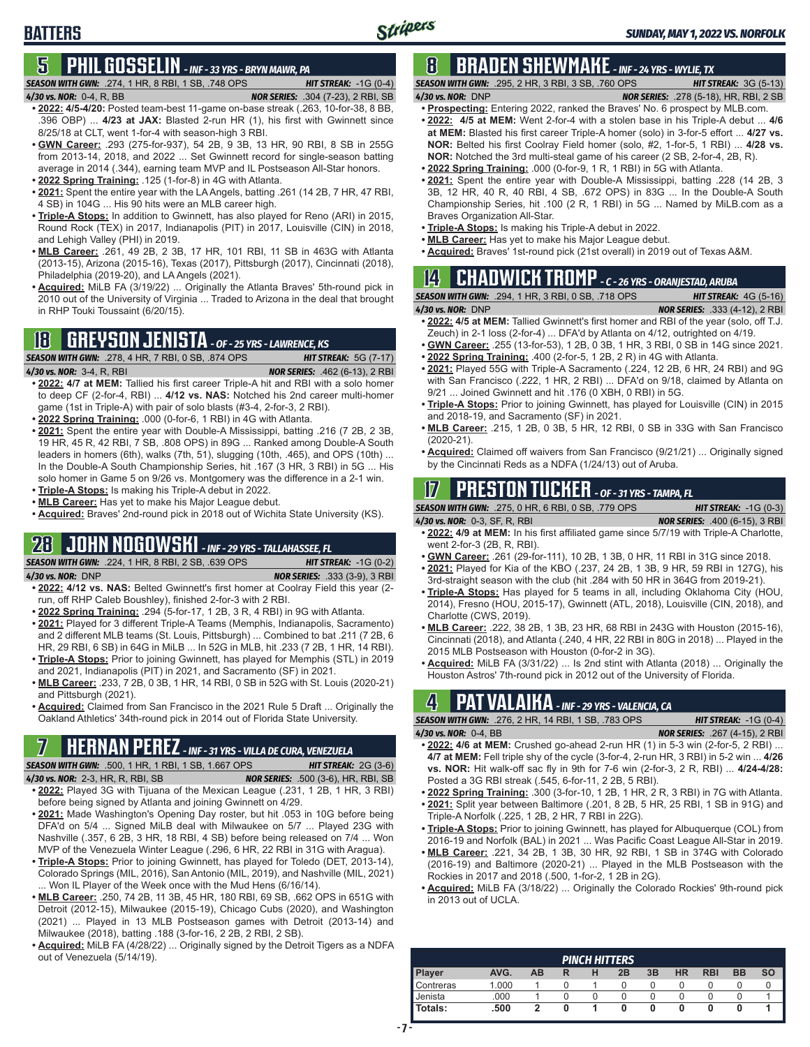# BATTERS

## 5 PHIL GOSSELIN - INF - 33 YRS - BRYN MAWR, PA

***SEASON WITH GWN:*** .274, 1 HR, 8 RBI, 1 SB, .748 OPS ***HIT STREAK:*** -1G (0-4)
***4/30 vs. NOR:*** 0-4, R, BB ***NOR SERIES:*** .304 (7-23), 2 RBI, SB

- **2022: 4/5-4/20:** Posted team-best 11-game on-base streak (.263, 10-for-38, 8 BB, .396 OBP) ... **4/23 at JAX:** Blasted 2-run HR (1), his first with Gwinnett since 8/25/18 at CLT, went 1-for-4 with season-high 3 RBI.
- **GWN Career:** .293 (275-for-937), 54 2B, 9 3B, 13 HR, 90 RBI, 8 SB in 255G from 2013-14, 2018, and 2022 ... Set Gwinnett record for single-season batting average in 2014 (.344), earning team MVP and IL Postseason All-Star honors.
- **2022 Spring Training:** .125 (1-for-8) in 4G with Atlanta.
- **2021:** Spent the entire year with the LA Angels, batting .261 (14 2B, 7 HR, 47 RBI, 4 SB) in 104G ... His 90 hits were an MLB career high.
- **Triple-A Stops:** In addition to Gwinnett, has also played for Reno (ARI) in 2015, Round Rock (TEX) in 2017, Indianapolis (PIT) in 2017, Louisville (CIN) in 2018, and Lehigh Valley (PHI) in 2019.
- **MLB Career:** .261, 49 2B, 2 3B, 17 HR, 101 RBI, 11 SB in 463G with Atlanta (2013-15), Arizona (2015-16), Texas (2017), Pittsburgh (2017), Cincinnati (2018), Philadelphia (2019-20), and LA Angels (2021).
- **Acquired:** MiLB FA (3/19/22) ... Originally the Atlanta Braves' 5th-round pick in 2010 out of the University of Virginia ... Traded to Arizona in the deal that brought in RHP Touki Toussaint (6/20/15).

## 18 GREYSON JENISTA - OF - 25 YRS - LAWRENCE, KS

***SEASON WITH GWN:*** .278, 4 HR, 7 RBI, 0 SB, .874 OPS ***HIT STREAK:*** 5G (7-17)
***4/30 vs. NOR:*** 3-4, R, RBI ***NOR SERIES:*** .462 (6-13), 2 RBI

- **2022: 4/7 at MEM:** Tallied his first career Triple-A hit and RBI with a solo homer to deep CF (2-for-4, RBI) ... **4/12 vs. NAS:** Notched his 2nd career multi-homer game (1st in Triple-A) with pair of solo blasts (#3-4, 2-for-3, 2 RBI).
- **2022 Spring Training:** .000 (0-for-6, 1 RBI) in 4G with Atlanta.
- **2021:** Spent the entire year with Double-A Mississippi, batting .216 (7 2B, 2 3B, 19 HR, 45 R, 42 RBI, 7 SB, .808 OPS) in 89G ... Ranked among Double-A South leaders in homers (6th), walks (7th, 51), slugging (10th, .465), and OPS (10th) ... In the Double-A South Championship Series, hit .167 (3 HR, 3 RBI) in 5G ... His solo homer in Game 5 on 9/26 vs. Montgomery was the difference in a 2-1 win.
- **Triple-A Stops:** Is making his Triple-A debut in 2022.
- **MLB Career:** Has yet to make his Major League debut.
- **Acquired:** Braves' 2nd-round pick in 2018 out of Wichita State University (KS).

## 28 JOHN NOGOWSKI - INF - 29 YRS - TALLAHASSEE, FL

***SEASON WITH GWN:*** .224, 1 HR, 8 RBI, 2 SB, .639 OPS ***HIT STREAK:*** -1G (0-2)
***4/30 vs. NOR:*** DNP ***NOR SERIES:*** .333 (3-9), 3 RBI

- **2022: 4/12 vs. NAS:** Belted Gwinnett's first homer at Coolray Field this year (2-run, off RHP Caleb Boushley), finished 2-for-3 with 2 RBI.
- **2022 Spring Training:** .294 (5-for-17, 1 2B, 3 R, 4 RBI) in 9G with Atlanta.
- **2021:** Played for 3 different Triple-A Teams (Memphis, Indianapolis, Sacramento) and 2 different MLB teams (St. Louis, Pittsburgh) ... Combined to bat .211 (7 2B, 6 HR, 29 RBI, 6 SB) in 64G in MiLB ... In 52G in MLB, hit .233 (7 2B, 1 HR, 14 RBI).
- **Triple-A Stops:** Prior to joining Gwinnett, has played for Memphis (STL) in 2019 and 2021, Indianapolis (PIT) in 2021, and Sacramento (SF) in 2021.
- **MLB Career:** .233, 7 2B, 0 3B, 1 HR, 14 RBI, 0 SB in 52G with St. Louis (2020-21) and Pittsburgh (2021).
- **Acquired:** Claimed from San Francisco in the 2021 Rule 5 Draft ... Originally the Oakland Athletics' 34th-round pick in 2014 out of Florida State University.

## 7 HERNAN PEREZ - INF - 31 YRS - VILLA DE CURA, VENEZUELA

***SEASON WITH GWN:*** .500, 1 HR, 1 RBI, 1 SB, 1.667 OPS ***HIT STREAK:*** 2G (3-6)
***4/30 vs. NOR:*** 2-3, HR, R, RBI, SB ***NOR SERIES:*** .500 (3-6), HR, RBI, SB

- **2022:** Played 3G with Tijuana of the Mexican League (.231, 1 2B, 1 HR, 3 RBI) before being signed by Atlanta and joining Gwinnett on 4/29.
- **2021:** Made Washington's Opening Day roster, but hit .053 in 10G before being DFA'd on 5/4 ... Signed MiLB deal with Milwaukee on 5/7 ... Played 23G with Nashville (.357, 6 2B, 3 HR, 18 RBI, 4 SB) before being released on 7/4 ... Won MVP of the Venezuela Winter League (.296, 6 HR, 22 RBI in 31G with Aragua).
- **Triple-A Stops:** Prior to joining Gwinnett, has played for Toledo (DET, 2013-14), Colorado Springs (MIL, 2016), San Antonio (MIL, 2019), and Nashville (MIL, 2021) ... Won IL Player of the Week once with the Mud Hens (6/16/14).
- **MLB Career:** .250, 74 2B, 11 3B, 45 HR, 180 RBI, 69 SB, .662 OPS in 651G with Detroit (2012-15), Milwaukee (2015-19), Chicago Cubs (2020), and Washington (2021) ... Played in 13 MLB Postseason games with Detroit (2013-14) and Milwaukee (2018), batting .188 (3-for-16, 2 2B, 2 RBI, 2 SB).
- **Acquired:** MiLB FA (4/28/22) ... Originally signed by the Detroit Tigers as a NDFA out of Venezuela (5/14/19).

## 8 BRADEN SHEWMAKE - INF - 24 YRS - WYLIE, TX

***SEASON WITH GWN:*** .295, 2 HR, 3 RBI, 3 SB, .760 OPS ***HIT STREAK:*** 3G (5-13)
***4/30 vs. NOR:*** DNP ***NOR SERIES:*** .278 (5-18), HR, RBI, 2 SB

- **Prospecting:** Entering 2022, ranked the Braves' No. 6 prospect by MLB.com.
- **2022: 4/5 at MEM:** Went 2-for-4 with a stolen base in his Triple-A debut ... **4/6 at MEM:** Blasted his first career Triple-A homer (solo) in 3-for-5 effort ... **4/27 vs. NOR:** Belted his first Coolray Field homer (solo, #2, 1-for-5, 1 RBI) ... **4/28 vs. NOR:** Notched the 3rd multi-steal game of his career (2 SB, 2-for-4, 2B, R).
- **2022 Spring Training:** .000 (0-for-9, 1 R, 1 RBI) in 5G with Atlanta.
- **2021:** Spent the entire year with Double-A Mississippi, batting .228 (14 2B, 3 3B, 12 HR, 40 R, 40 RBI, 4 SB, .672 OPS) in 83G ... In the Double-A South Championship Series, hit .100 (2 R, 1 RBI) in 5G ... Named by MiLB.com as a Braves Organization All-Star.
- **Triple-A Stops:** Is making his Triple-A debut in 2022.
- **MLB Career:** Has yet to make his Major League debut.
- **Acquired:** Braves' 1st-round pick (21st overall) in 2019 out of Texas A&M.

## 14 CHADWICK TROMP - C - 26 YRS - ORANJESTAD, ARUBA

***SEASON WITH GWN:*** .294, 1 HR, 3 RBI, 0 SB, .718 OPS ***HIT STREAK:*** 4G (5-16)
***4/30 vs. NOR:*** DNP ***NOR SERIES:*** .333 (4-12), 2 RBI

- **2022: 4/5 at MEM:** Tallied Gwinnett's first homer and RBI of the year (solo, off T.J. Zeuch) in 2-1 loss (2-for-4) ... DFA'd by Atlanta on 4/12, outrighted on 4/19.
- **GWN Career:** .255 (13-for-53), 1 2B, 0 3B, 1 HR, 3 RBI, 0 SB in 14G since 2021.
- **2022 Spring Training:** .400 (2-for-5, 1 2B, 2 R) in 4G with Atlanta.
- **2021:** Played 55G with Triple-A Sacramento (.224, 12 2B, 6 HR, 24 RBI) and 9G with San Francisco (.222, 1 HR, 2 RBI) ... DFA'd on 9/18, claimed by Atlanta on 9/21 ... Joined Gwinnett and hit .176 (0 XBH, 0 RBI) in 5G.
- **Triple-A Stops:** Prior to joining Gwinnett, has played for Louisville (CIN) in 2015 and 2018-19, and Sacramento (SF) in 2021.
- **MLB Career:** .215, 1 2B, 0 3B, 5 HR, 12 RBI, 0 SB in 33G with San Francisco (2020-21).
- **Acquired:** Claimed off waivers from San Francisco (9/21/21) ... Originally signed by the Cincinnati Reds as a NDFA (1/24/13) out of Aruba.

## 17 PRESTON TUCKER - OF - 31 YRS - TAMPA, FL

***SEASON WITH GWN:*** .275, 0 HR, 6 RBI, 0 SB, .779 OPS ***HIT STREAK:*** -1G (0-3)
***4/30 vs. NOR:*** 0-3, SF, R, RBI ***NOR SERIES:*** .400 (6-15), 3 RBI

- **2022: 4/9 at MEM:** In his first affiliated game since 5/7/19 with Triple-A Charlotte, went 2-for-3 (2B, R, RBI).
- **GWN Career:** .261 (29-for-111), 10 2B, 1 3B, 0 HR, 11 RBI in 31G since 2018.
- **2021:** Played for Kia of the KBO (.237, 24 2B, 1 3B, 9 HR, 59 RBI in 127G), his 3rd-straight season with the club (hit .284 with 50 HR in 364G from 2019-21).
- **Triple-A Stops:** Has played for 5 teams in all, including Oklahoma City (HOU, 2014), Fresno (HOU, 2015-17), Gwinnett (ATL, 2018), Louisville (CIN, 2018), and Charlotte (CWS, 2019).
- **MLB Career:** .222, 38 2B, 1 3B, 23 HR, 68 RBI in 243G with Houston (2015-16), Cincinnati (2018), and Atlanta (.240, 4 HR, 22 RBI in 80G in 2018) ... Played in the 2015 MLB Postseason with Houston (0-for-2 in 3G).
- **Acquired:** MiLB FA (3/31/22) ... Is 2nd stint with Atlanta (2018) ... Originally the Houston Astros' 7th-round pick in 2012 out of the University of Florida.

## 4 PAT VALAIKA - INF - 29 YRS - VALENCIA, CA

***SEASON WITH GWN:*** .276, 2 HR, 14 RBI, 1 SB, .783 OPS ***HIT STREAK:*** -1G (0-4)
***4/30 vs. NOR:*** 0-4, BB ***NOR SERIES:*** .267 (4-15), 2 RBI

- **2022: 4/6 at MEM:** Crushed go-ahead 2-run HR (1) in 5-3 win (2-for-5, 2 RBI) ... **4/7 at MEM:** Fell triple shy of the cycle (3-for-4, 2-run HR, 3 RBI) in 5-2 win ... **4/26 vs. NOR:** Hit walk-off sac fly in 9th for 7-6 win (2-for-3, 2 R, RBI) ... **4/24-4/28:** Posted a 3G RBI streak (.545, 6-for-11, 2 2B, 5 RBI).
- **2022 Spring Training:** .300 (3-for-10, 1 2B, 1 HR, 2 R, 3 RBI) in 7G with Atlanta.
- **2021:** Split year between Baltimore (.201, 8 2B, 5 HR, 25 RBI, 1 SB in 91G) and Triple-A Norfolk (.225, 1 2B, 2 HR, 7 RBI in 22G).
- **Triple-A Stops:** Prior to joining Gwinnett, has played for Albuquerque (COL) from 2016-19 and Norfolk (BAL) in 2021 ... Was Pacific Coast League All-Star in 2019.
- **MLB Career:** .221, 34 2B, 1 3B, 30 HR, 92 RBI, 1 SB in 374G with Colorado (2016-19) and Baltimore (2020-21) ... Played in the MLB Postseason with the Rockies in 2017 and 2018 (.500, 1-for-2, 1 2B in 2G).
- **Acquired:** MiLB FA (3/18/22) ... Originally the Colorado Rockies' 9th-round pick in 2013 out of UCLA.

### PINCH HITTERS

| Player | AVG. | AB | R | H | 2B | 3B | HR | RBI | BB | SO |
|---|---|---|---|---|---|---|---|---|---|---|
| Contreras | 1.000 | 1 | 0 | 1 | 0 | 0 | 0 | 0 | 0 | 0 |
| Jenista | .000 | 1 | 0 | 0 | 0 | 0 | 0 | 0 | 0 | 1 |
| **Totals:** | **.500** | **2** | **0** | **1** | **0** | **0** | **0** | **0** | **0** | **1** |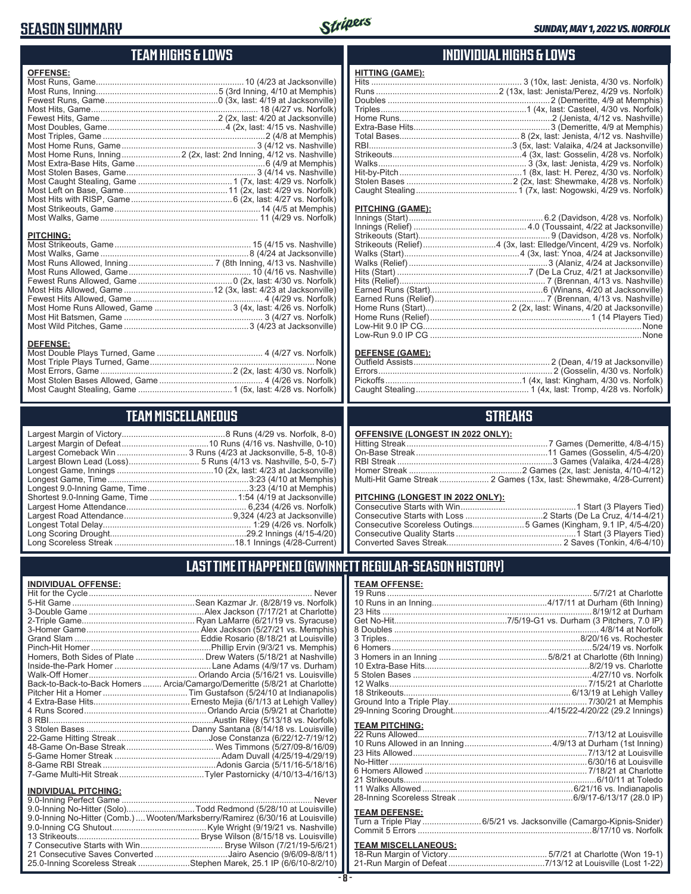# SEASON SUMMARY

SUNDAY, MAY 1, 2022 VS. NORFOLK

## TEAM HIGHS & LOWS

**OFFENSE:**

| | |
|---|---|
| Most Runs, Game | 10 (4/23 at Jacksonville) |
| Most Runs, Inning | 5 (3rd Inning, 4/10 at Memphis) |
| Fewest Runs, Game | 0 (3x, last: 4/19 at Jacksonville) |
| Most Hits, Game | 18 (4/27 vs. Norfolk) |
| Fewest Hits, Game | 2 (2x, last: 4/20 at Jacksonville) |
| Most Doubles, Game | 4 (2x, last: 4/15 vs. Nashville) |
| Most Triples, Game | 2 (4/8 at Memphis) |
| Most Home Runs, Game | 3 (4/12 vs. Nashville) |
| Most Home Runs, Inning | 2 (2x, last: 2nd Inning, 4/12 vs. Nashville) |
| Most Extra-Base Hits, Game | 6 (4/9 at Memphis) |
| Most Stolen Bases, Game | 3 (4/14 vs. Nashville) |
| Most Caught Stealing, Game | 1 (7x, last: 4/29 vs. Norfolk) |
| Most Left on Base, Game | 11 (2x, last: 4/29 vs. Norfolk) |
| Most Hits with RISP, Game | 6 (2x, last: 4/27 vs. Norfolk) |
| Most Strikeouts, Game | 14 (4/5 at Memphis) |
| Most Walks, Game | 11 (4/29 vs. Norfolk) |

**PITCHING:**

| | |
|---|---|
| Most Strikeouts, Game | 15 (4/15 vs. Nashville) |
| Most Walks, Game | 8 (4/24 at Jacksonville) |
| Most Runs Allowed, Inning | 7 (8th Inning, 4/13 vs. Nashville) |
| Most Runs Allowed, Game | 10 (4/16 vs. Nashville) |
| Fewest Runs Allowed, Game | 0 (2x, last: 4/30 vs. Norfolk) |
| Most Hits Allowed, Game | 12 (3x, last: 4/23 at Jacksonville) |
| Fewest Hits Allowed, Game | 4 (4/29 vs. Norfolk) |
| Most Home Runs Allowed, Game | 3 (4x, last: 4/26 vs. Norfolk) |
| Most Hit Batsmen, Game | 3 (4/27 vs. Norfolk) |
| Most Wild Pitches, Game | 3 (4/23 at Jacksonville) |

**DEFENSE:**

| | |
|---|---|
| Most Double Plays Turned, Game | 4 (4/27 vs. Norfolk) |
| Most Triple Plays Turned, Game | None |
| Most Errors, Game | 2 (2x, last: 4/30 vs. Norfolk) |
| Most Stolen Bases Allowed, Game | 4 (4/26 vs. Norfolk) |
| Most Caught Stealing, Game | 1 (5x, last: 4/28 vs. Norfolk) |

## INDIVIDUAL HIGHS & LOWS

**HITTING (GAME):**

| | |
|---|---|
| Hits | 3 (10x, last: Jenista, 4/30 vs. Norfolk) |
| Runs | 2 (13x, last: Jenista/Perez, 4/29 vs. Norfolk) |
| Doubles | 2 (Demeritte, 4/9 at Memphis) |
| Triples | 1 (4x, last: Casteel, 4/30 vs. Norfolk) |
| Home Runs | 2 (Jenista, 4/12 vs. Nashville) |
| Extra-Base Hits | 3 (Demeritte, 4/9 at Memphis) |
| Total Bases | 8 (2x, last: Jenista, 4/12 vs. Nashville) |
| RBI | 3 (5x, last: Valaika, 4/24 at Jacksonville) |
| Strikeouts | 4 (3x, last: Gosselin, 4/28 vs. Norfolk) |
| Walks | 3 (3x, last: Jenista, 4/29 vs. Norfolk) |
| Hit-by-Pitch | 1 (8x, last: H. Perez, 4/30 vs. Norfolk) |
| Stolen Bases | 2 (2x, last: Shewmake, 4/28 vs. Norfolk) |
| Caught Stealing | 1 (7x, last: Nogowski, 4/29 vs. Norfolk) |

**PITCHING (GAME):**

| | |
|---|---|
| Innings (Start) | 6.2 (Davidson, 4/28 vs. Norfolk) |
| Innings (Relief) | 4.0 (Toussaint, 4/22 at Jacksonville) |
| Strikeouts (Start) | 9 (Davidson, 4/28 vs. Norfolk) |
| Strikeouts (Relief) | 4 (3x, last: Elledge/Vincent, 4/29 vs. Norfolk) |
| Walks (Start) | 4 (3x, last: Ynoa, 4/24 at Jacksonville) |
| Walks (Relief) | 3 (Alaniz, 4/24 at Jacksonville) |
| Hits (Start) | 7 (De La Cruz, 4/21 at Jacksonville) |
| Hits (Relief) | 7 (Brennan, 4/13 vs. Nashville) |
| Earned Runs (Start) | 6 (Winans, 4/20 at Jacksonville) |
| Earned Runs (Relief) | 7 (Brennan, 4/13 vs. Nashville) |
| Home Runs (Start) | 2 (2x, last: Winans, 4/20 at Jacksonville) |
| Home Runs (Relief) | 1 (14 Players Tied) |
| Low-Hit 9.0 IP CG | None |
| Low-Run 9.0 IP CG | None |

**DEFENSE (GAME):**

| | |
|---|---|
| Outfield Assists | 2 (Dean, 4/19 at Jacksonville) |
| Errors | 2 (Gosselin, 4/30 vs. Norfolk) |
| Pickoffs | 1 (4x, last: Kingham, 4/30 vs. Norfolk) |
| Caught Stealing | 1 (4x, last: Tromp, 4/28 vs. Norfolk) |

## TEAM MISCELLANEOUS

| | |
|---|---|
| Largest Margin of Victory | 8 Runs (4/29 vs. Norfolk, 8-0) |
| Largest Margin of Defeat | 10 Runs (4/16 vs. Nashville, 0-10) |
| Largest Comeback Win | 3 Runs (4/23 at Jacksonville, 5-8, 10-8) |
| Largest Blown Lead (Loss) | 5 Runs (4/13 vs. Nashville, 5-0, 5-7) |
| Longest Game, Innings | 10 (2x, last: 4/23 at Jacksonville) |
| Longest Game, Time | 3:23 (4/10 at Memphis) |
| Longest 9.0-Inning Game, Time | 3:23 (4/10 at Memphis) |
| Shortest 9.0-Inning Game, Time | 1:54 (4/19 at Jacksonville) |
| Largest Home Attendance | 6,234 (4/26 vs. Norfolk) |
| Largest Road Attendance | 9,324 (4/23 at Jacksonville) |
| Longest Total Delay | 1:29 (4/26 vs. Norfolk) |
| Long Scoring Drought | 29.2 Innings (4/15-4/20) |
| Long Scoreless Streak | 18.1 Innings (4/28-Current) |

## STREAKS

**OFFENSIVE (LONGEST IN 2022 ONLY):**

| | |
|---|---|
| Hitting Streak | 7 Games (Demeritte, 4/8-4/15) |
| On-Base Streak | 11 Games (Gosselin, 4/5-4/20) |
| RBI Streak | 3 Games (Valaika, 4/24-4/28) |
| Homer Streak | 2 Games (2x, last: Jenista, 4/10-4/12) |
| Multi-Hit Game Streak | 2 Games (13x, last: Shewmake, 4/28-Current) |

**PITCHING (LONGEST IN 2022 ONLY):**

| | |
|---|---|
| Consecutive Starts with Win | 1 Start (3 Players Tied) |
| Consecutive Starts with Loss | 2 Starts (De La Cruz, 4/14-4/21) |
| Consecutive Scoreless Outings | 5 Games (Kingham, 9.1 IP, 4/5-4/20) |
| Consecutive Quality Starts | 1 Start (3 Players Tied) |
| Converted Saves Streak | 2 Saves (Tonkin, 4/6-4/10) |

## LAST TIME IT HAPPENED (GWINNETT REGULAR-SEASON HISTORY)

**INDIVIDUAL OFFENSE:**

| | |
|---|---|
| Hit for the Cycle | Never |
| 5-Hit Game | Sean Kazmar Jr. (8/28/19 vs. Norfolk) |
| 3-Double Game | Alex Jackson (7/17/21 at Charlotte) |
| 2-Triple Game | Ryan LaMarre (6/21/19 vs. Syracuse) |
| 3-Homer Game | Alex Jackson (5/27/21 vs. Memphis) |
| Grand Slam | Eddie Rosario (8/18/21 at Louisville) |
| Pinch-Hit Homer | Phillip Ervin (9/3/21 vs. Memphis) |
| Homers, Both Sides of Plate | Drew Waters (5/18/21 at Nashville) |
| Inside-the-Park Homer | Lane Adams (4/9/17 vs. Durham) |
| Walk-Off Homer | Orlando Arcia (5/16/21 vs. Louisville) |
| Back-to-Back-to-Back Homers | Arcia/Camargo/Demeritte (5/8/21 at Charlotte) |
| Pitcher Hit a Homer | Tim Gustafson (5/24/10 at Indianapolis) |
| 4 Extra-Base Hits | Ernesto Mejia (6/1/13 at Lehigh Valley) |
| 4 Runs Scored | Orlando Arcia (5/9/21 at Charlotte) |
| 8 RBI | Austin Riley (5/13/18 vs. Norfolk) |
| 3 Stolen Bases | Danny Santana (8/14/18 vs. Louisville) |
| 22-Game Hitting Streak | Jose Constanza (6/22/12-7/19/12) |
| 48-Game On-Base Streak | Wes Timmons (5/27/09-8/16/09) |
| 5-Game Homer Streak | Adam Duvall (4/25/19-4/29/19) |
| 8-Game RBI Streak | Adonis Garcia (5/11/16-5/18/16) |
| 7-Game Multi-Hit Streak | Tyler Pastornicky (4/10/13-4/16/13) |

**INDIVIDUAL PITCHING:**

| | |
|---|---|
| 9.0-Inning Perfect Game | Never |
| 9.0-Inning No-Hitter (Solo) | Todd Redmond (5/28/10 at Louisville) |
| 9.0-Inning No-Hitter (Comb.) | Wooten/Marksberry/Ramirez (6/30/16 at Louisville) |
| 9.0-Inning CG Shutout | Kyle Wright (9/19/21 vs. Nashville) |
| 13 Strikeouts | Bryse Wilson (8/15/18 vs. Louisville) |
| 7 Consecutive Starts with Win | Bryse Wilson (7/21/19-5/6/21) |
| 21 Consecutive Saves Converted | Jairo Asencio (9/6/09-8/8/11) |
| 25.0-Inning Scoreless Streak | Stephen Marek, 25.1 IP (6/6/10-8/2/10) |

**TEAM OFFENSE:**

| | |
|---|---|
| 19 Runs | 5/7/21 at Charlotte |
| 10 Runs in an Inning | 4/17/11 at Durham (6th Inning) |
| 23 Hits | 8/19/12 at Durham |
| Get No-Hit | 7/5/19-G1 vs. Durham (3 Pitchers, 7.0 IP) |
| 8 Doubles | 4/8/14 at Norfolk |
| 3 Triples | 8/20/16 vs. Rochester |
| 6 Homers | 5/24/19 vs. Norfolk |
| 3 Homers in an Inning | 5/8/21 at Charlotte (6th Inning) |
| 10 Extra-Base Hits | 8/2/19 vs. Charlotte |
| 5 Stolen Bases | 4/27/10 vs. Norfolk |
| 12 Walks | 7/15/21 at Charlotte |
| 18 Strikeouts | 6/13/19 at Lehigh Valley |
| Ground Into a Triple Play | 7/30/21 at Memphis |
| 29-Inning Scoring Drought | 4/15/22-4/20/22 (29.2 Innings) |

**TEAM PITCHING:**

| | |
|---|---|
| 22 Runs Allowed | 7/13/12 at Louisville |
| 10 Runs Allowed in an Inning | 4/9/13 at Durham (1st Inning) |
| 23 Hits Allowed | 7/13/12 at Louisville |
| No-Hitter | 6/30/16 at Louisville |
| 6 Homers Allowed | 7/18/21 at Charlotte |
| 21 Strikeouts | 6/10/11 at Toledo |
| 11 Walks Allowed | 6/21/16 vs. Indianapolis |
| 28-Inning Scoreless Streak | 6/9/17-6/13/17 (28.0 IP) |

**TEAM DEFENSE:**

| | |
|---|---|
| Turn a Triple Play | 6/5/21 vs. Jacksonville (Camargo-Kipnis-Snider) |
| Commit 5 Errors | 8/17/10 vs. Norfolk |

**TEAM MISCELLANEOUS:**

| | |
|---|---|
| 18-Run Margin of Victory | 5/7/21 at Charlotte (Won 19-1) |
| 21-Run Margin of Defeat | 7/13/12 at Louisville (Lost 1-22) |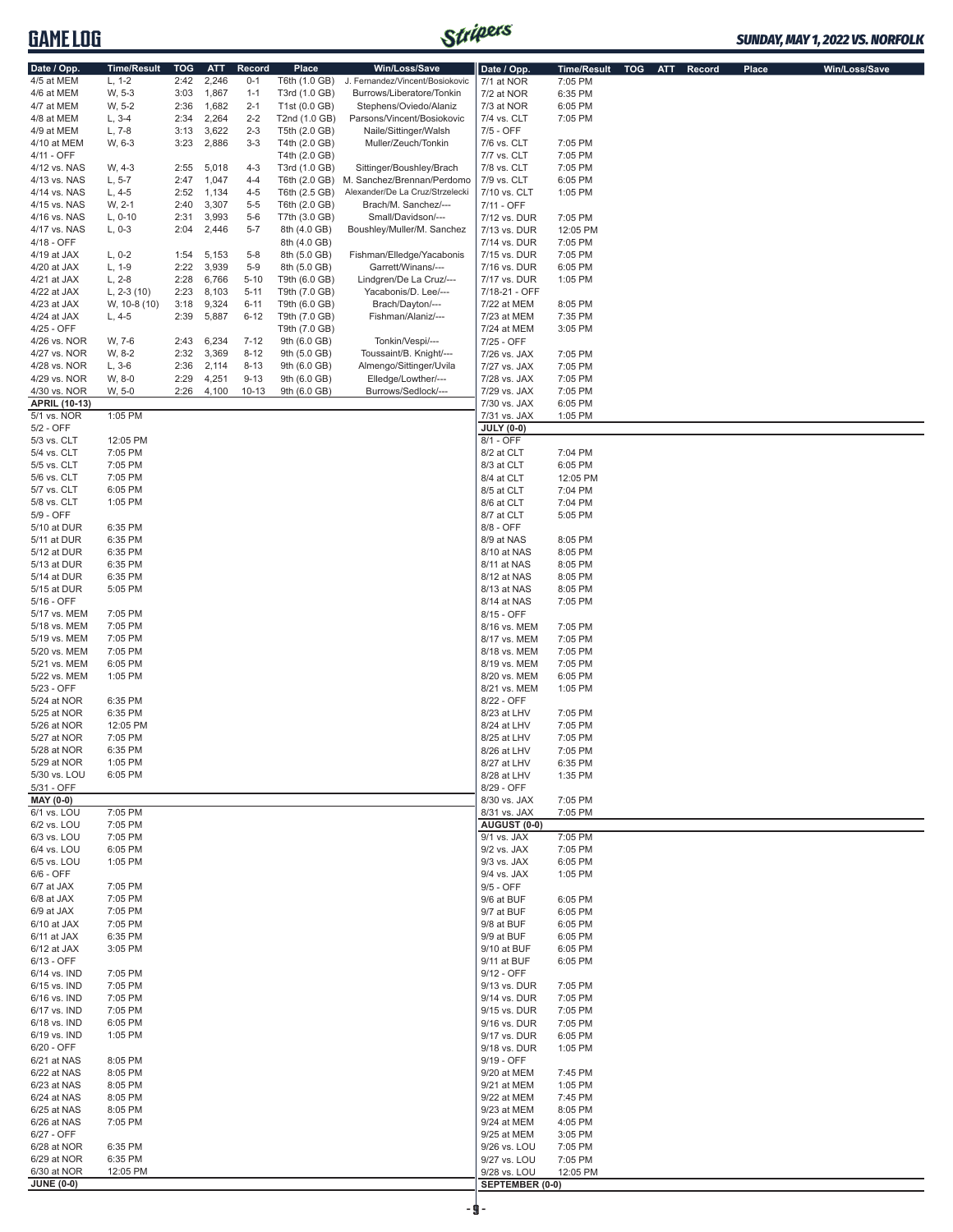# GAME LOG

***SUNDAY, MAY 1, 2022 VS. NORFOLK***

| Date / Opp. | Time/Result | TOG | ATT | Record | Place | Win/Loss/Save |
|---|---|---|---|---|---|---|
| 4/5 at MEM | L, 1-2 | 2:42 | 2,246 | 0-1 | T6th (1.0 GB) | J. Fernandez/Vincent/Bosiokovic |
| 4/6 at MEM | W, 5-3 | 3:03 | 1,867 | 1-1 | T3rd (1.0 GB) | Burrows/Liberatore/Tonkin |
| 4/7 at MEM | W, 5-2 | 2:36 | 1,682 | 2-1 | T1st (0.0 GB) | Stephens/Oviedo/Alaniz |
| 4/8 at MEM | L, 3-4 | 2:34 | 2,264 | 2-2 | T2nd (1.0 GB) | Parsons/Vincent/Bosiokovic |
| 4/9 at MEM | L, 7-8 | 3:13 | 3,622 | 2-3 | T5th (2.0 GB) | Naile/Sittinger/Walsh |
| 4/10 at MEM | W, 6-3 | 3:23 | 2,886 | 3-3 | T4th (2.0 GB) | Muller/Zeuch/Tonkin |
| 4/11 - OFF | | | | | T4th (2.0 GB) | |
| 4/12 vs. NAS | W, 4-3 | 2:55 | 5,018 | 4-3 | T3rd (1.0 GB) | Sittinger/Boushley/Brach |
| 4/13 vs. NAS | L, 5-7 | 2:47 | 1,047 | 4-4 | T6th (2.0 GB) | M. Sanchez/Brennan/Perdomo |
| 4/14 vs. NAS | L, 4-5 | 2:52 | 1,134 | 4-5 | T6th (2.5 GB) | Alexander/De La Cruz/Strzelecki |
| 4/15 vs. NAS | W, 2-1 | 2:40 | 3,307 | 5-5 | T6th (2.0 GB) | Brach/M. Sanchez/--- |
| 4/16 vs. NAS | L, 0-10 | 2:31 | 3,993 | 5-6 | T7th (3.0 GB) | Small/Davidson/--- |
| 4/17 vs. NAS | L, 0-3 | 2:04 | 2,446 | 5-7 | 8th (4.0 GB) | Boushley/Muller/M. Sanchez |
| 4/18 - OFF | | | | | 8th (4.0 GB) | |
| 4/19 at JAX | L, 0-2 | 1:54 | 5,153 | 5-8 | 8th (5.0 GB) | Fishman/Elledge/Yacabonis |
| 4/20 at JAX | L, 1-9 | 2:22 | 3,939 | 5-9 | 8th (5.0 GB) | Garrett/Winans/--- |
| 4/21 at JAX | L, 2-8 | 2:28 | 6,766 | 5-10 | T9th (6.0 GB) | Lindgren/De La Cruz/--- |
| 4/22 at JAX | L, 2-3 (10) | 2:23 | 8,103 | 5-11 | T9th (7.0 GB) | Yacabonis/D. Lee/--- |
| 4/23 at JAX | W, 10-8 (10) | 3:18 | 9,324 | 6-11 | T9th (6.0 GB) | Brach/Dayton/--- |
| 4/24 at JAX | L, 4-5 | 2:39 | 5,887 | 6-12 | T9th (7.0 GB) | Fishman/Alaniz/--- |
| 4/25 - OFF | | | | | T9th (7.0 GB) | |
| 4/26 vs. NOR | W, 7-6 | 2:43 | 6,234 | 7-12 | 9th (6.0 GB) | Tonkin/Vespi/--- |
| 4/27 vs. NOR | W, 8-2 | 2:32 | 3,369 | 8-12 | 9th (5.0 GB) | Toussaint/B. Knight/--- |
| 4/28 vs. NOR | L, 3-6 | 2:36 | 2,114 | 8-13 | 9th (6.0 GB) | Almengo/Sittinger/Uvila |
| 4/29 vs. NOR | W, 8-0 | 2:29 | 4,251 | 9-13 | 9th (6.0 GB) | Elledge/Lowther/--- |
| 4/30 vs. NOR | W, 5-0 | 2:26 | 4,100 | 10-13 | 9th (6.0 GB) | Burrows/Sedlock/--- |
| **APRIL (10-13)** | | | | | | |
| 5/1 vs. NOR | 1:05 PM | | | | | |
| 5/2 - OFF | | | | | | |
| 5/3 vs. CLT | 12:05 PM | | | | | |
| 5/4 vs. CLT | 7:05 PM | | | | | |
| 5/5 vs. CLT | 7:05 PM | | | | | |
| 5/6 vs. CLT | 7:05 PM | | | | | |
| 5/7 vs. CLT | 6:05 PM | | | | | |
| 5/8 vs. CLT | 1:05 PM | | | | | |
| 5/9 - OFF | | | | | | |
| 5/10 at DUR | 6:35 PM | | | | | |
| 5/11 at DUR | 6:35 PM | | | | | |
| 5/12 at DUR | 6:35 PM | | | | | |
| 5/13 at DUR | 6:35 PM | | | | | |
| 5/14 at DUR | 6:35 PM | | | | | |
| 5/15 at DUR | 5:05 PM | | | | | |
| 5/16 - OFF | | | | | | |
| 5/17 vs. MEM | 7:05 PM | | | | | |
| 5/18 vs. MEM | 7:05 PM | | | | | |
| 5/19 vs. MEM | 7:05 PM | | | | | |
| 5/20 vs. MEM | 7:05 PM | | | | | |
| 5/21 vs. MEM | 6:05 PM | | | | | |
| 5/22 vs. MEM | 1:05 PM | | | | | |
| 5/23 - OFF | | | | | | |
| 5/24 at NOR | 6:35 PM | | | | | |
| 5/25 at NOR | 6:35 PM | | | | | |
| 5/26 at NOR | 12:05 PM | | | | | |
| 5/27 at NOR | 7:05 PM | | | | | |
| 5/28 at NOR | 6:35 PM | | | | | |
| 5/29 at NOR | 1:05 PM | | | | | |
| 5/30 vs. LOU | 6:05 PM | | | | | |
| 5/31 - OFF | | | | | | |
| **MAY (0-0)** | | | | | | |
| 6/1 vs. LOU | 7:05 PM | | | | | |
| 6/2 vs. LOU | 7:05 PM | | | | | |
| 6/3 vs. LOU | 7:05 PM | | | | | |
| 6/4 vs. LOU | 6:05 PM | | | | | |
| 6/5 vs. LOU | 1:05 PM | | | | | |
| 6/6 - OFF | | | | | | |
| 6/7 at JAX | 7:05 PM | | | | | |
| 6/8 at JAX | 7:05 PM | | | | | |
| 6/9 at JAX | 7:05 PM | | | | | |
| 6/10 at JAX | 7:05 PM | | | | | |
| 6/11 at JAX | 6:35 PM | | | | | |
| 6/12 at JAX | 3:05 PM | | | | | |
| 6/13 - OFF | | | | | | |
| 6/14 vs. IND | 7:05 PM | | | | | |
| 6/15 vs. IND | 7:05 PM | | | | | |
| 6/16 vs. IND | 7:05 PM | | | | | |
| 6/17 vs. IND | 7:05 PM | | | | | |
| 6/18 vs. IND | 6:05 PM | | | | | |
| 6/19 vs. IND | 1:05 PM | | | | | |
| 6/20 - OFF | | | | | | |
| 6/21 at NAS | 8:05 PM | | | | | |
| 6/22 at NAS | 8:05 PM | | | | | |
| 6/23 at NAS | 8:05 PM | | | | | |
| 6/24 at NAS | 8:05 PM | | | | | |
| 6/25 at NAS | 8:05 PM | | | | | |
| 6/26 at NAS | 7:05 PM | | | | | |
| 6/27 - OFF | | | | | | |
| 6/28 at NOR | 6:35 PM | | | | | |
| 6/29 at NOR | 6:35 PM | | | | | |
| 6/30 at NOR | 12:05 PM | | | | | |
| **JUNE (0-0)** | | | | | | |

| Date / Opp. | Time/Result | TOG | ATT | Record | Place | Win/Loss/Save |
|---|---|---|---|---|---|---|
| 7/1 at NOR | 7:05 PM | | | | | |
| 7/2 at NOR | 6:35 PM | | | | | |
| 7/3 at NOR | 6:05 PM | | | | | |
| 7/4 vs. CLT | 7:05 PM | | | | | |
| 7/5 - OFF | | | | | | |
| 7/6 vs. CLT | 7:05 PM | | | | | |
| 7/7 vs. CLT | 7:05 PM | | | | | |
| 7/8 vs. CLT | 7:05 PM | | | | | |
| 7/9 vs. CLT | 6:05 PM | | | | | |
| 7/10 vs. CLT | 1:05 PM | | | | | |
| 7/11 - OFF | | | | | | |
| 7/12 vs. DUR | 7:05 PM | | | | | |
| 7/13 vs. DUR | 12:05 PM | | | | | |
| 7/14 vs. DUR | 7:05 PM | | | | | |
| 7/15 vs. DUR | 7:05 PM | | | | | |
| 7/16 vs. DUR | 6:05 PM | | | | | |
| 7/17 vs. DUR | 1:05 PM | | | | | |
| 7/18-21 - OFF | | | | | | |
| 7/22 at MEM | 8:05 PM | | | | | |
| 7/23 at MEM | 7:35 PM | | | | | |
| 7/24 at MEM | 3:05 PM | | | | | |
| 7/25 - OFF | | | | | | |
| 7/26 vs. JAX | 7:05 PM | | | | | |
| 7/27 vs. JAX | 7:05 PM | | | | | |
| 7/28 vs. JAX | 7:05 PM | | | | | |
| 7/29 vs. JAX | 7:05 PM | | | | | |
| 7/30 vs. JAX | 6:05 PM | | | | | |
| 7/31 vs. JAX | 1:05 PM | | | | | |
| **JULY (0-0)** | | | | | | |
| 8/1 - OFF | | | | | | |
| 8/2 at CLT | 7:04 PM | | | | | |
| 8/3 at CLT | 6:05 PM | | | | | |
| 8/4 at CLT | 12:05 PM | | | | | |
| 8/5 at CLT | 7:04 PM | | | | | |
| 8/6 at CLT | 7:04 PM | | | | | |
| 8/7 at CLT | 5:05 PM | | | | | |
| 8/8 - OFF | | | | | | |
| 8/9 at NAS | 8:05 PM | | | | | |
| 8/10 at NAS | 8:05 PM | | | | | |
| 8/11 at NAS | 8:05 PM | | | | | |
| 8/12 at NAS | 8:05 PM | | | | | |
| 8/13 at NAS | 8:05 PM | | | | | |
| 8/14 at NAS | 7:05 PM | | | | | |
| 8/15 - OFF | | | | | | |
| 8/16 vs. MEM | 7:05 PM | | | | | |
| 8/17 vs. MEM | 7:05 PM | | | | | |
| 8/18 vs. MEM | 7:05 PM | | | | | |
| 8/19 vs. MEM | 7:05 PM | | | | | |
| 8/20 vs. MEM | 6:05 PM | | | | | |
| 8/21 vs. MEM | 1:05 PM | | | | | |
| 8/22 - OFF | | | | | | |
| 8/23 at LHV | 7:05 PM | | | | | |
| 8/24 at LHV | 7:05 PM | | | | | |
| 8/25 at LHV | 7:05 PM | | | | | |
| 8/26 at LHV | 7:05 PM | | | | | |
| 8/27 at LHV | 6:35 PM | | | | | |
| 8/28 at LHV | 1:35 PM | | | | | |
| 8/29 - OFF | | | | | | |
| 8/30 vs. JAX | 7:05 PM | | | | | |
| 8/31 vs. JAX | 7:05 PM | | | | | |
| **AUGUST (0-0)** | | | | | | |
| 9/1 vs. JAX | 7:05 PM | | | | | |
| 9/2 vs. JAX | 7:05 PM | | | | | |
| 9/3 vs. JAX | 6:05 PM | | | | | |
| 9/4 vs. JAX | 1:05 PM | | | | | |
| 9/5 - OFF | | | | | | |
| 9/6 at BUF | 6:05 PM | | | | | |
| 9/7 at BUF | 6:05 PM | | | | | |
| 9/8 at BUF | 6:05 PM | | | | | |
| 9/9 at BUF | 6:05 PM | | | | | |
| 9/10 at BUF | 6:05 PM | | | | | |
| 9/11 at BUF | 6:05 PM | | | | | |
| 9/12 - OFF | | | | | | |
| 9/13 vs. DUR | 7:05 PM | | | | | |
| 9/14 vs. DUR | 7:05 PM | | | | | |
| 9/15 vs. DUR | 7:05 PM | | | | | |
| 9/16 vs. DUR | 7:05 PM | | | | | |
| 9/17 vs. DUR | 6:05 PM | | | | | |
| 9/18 vs. DUR | 1:05 PM | | | | | |
| 9/19 - OFF | | | | | | |
| 9/20 at MEM | 7:45 PM | | | | | |
| 9/21 at MEM | 1:05 PM | | | | | |
| 9/22 at MEM | 7:45 PM | | | | | |
| 9/23 at MEM | 8:05 PM | | | | | |
| 9/24 at MEM | 4:05 PM | | | | | |
| 9/25 at MEM | 3:05 PM | | | | | |
| 9/26 vs. LOU | 7:05 PM | | | | | |
| 9/27 vs. LOU | 7:05 PM | | | | | |
| 9/28 vs. LOU | 12:05 PM | | | | | |
| **SEPTEMBER (0-0)** | | | | | | |